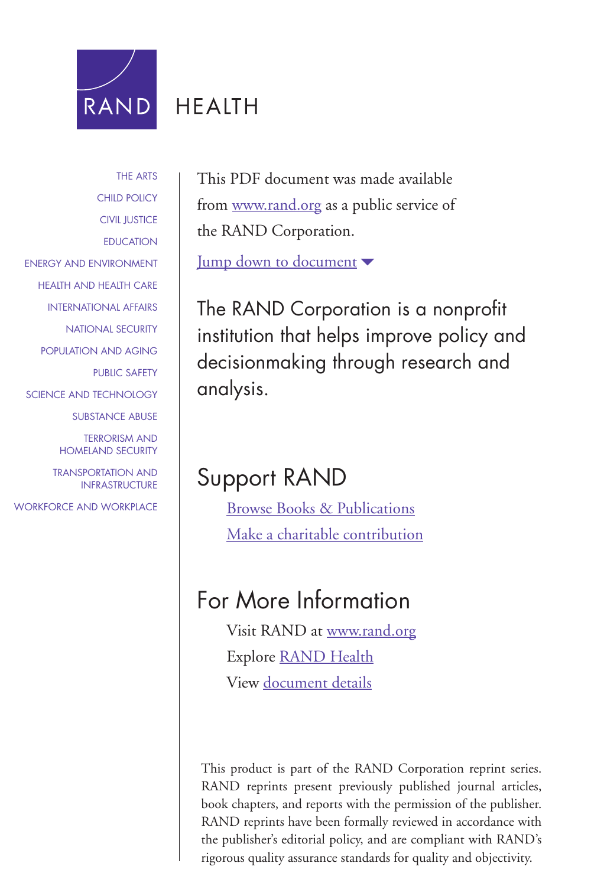# RAND HEALTH

THE ARTS
CHILD POLICY
CIVIL JUSTICE
EDUCATION
ENERGY AND ENVIRONMENT
HEALTH AND HEALTH CARE
INTERNATIONAL AFFAIRS
NATIONAL SECURITY
POPULATION AND AGING
PUBLIC SAFETY
SCIENCE AND TECHNOLOGY
SUBSTANCE ABUSE
TERRORISM AND HOMELAND SECURITY
TRANSPORTATION AND INFRASTRUCTURE
WORKFORCE AND WORKPLACE

This PDF document was made available from www.rand.org as a public service of the RAND Corporation.

Jump down to document ▼

The RAND Corporation is a nonprofit institution that helps improve policy and decisionmaking through research and analysis.

## Support RAND

Browse Books & Publications

Make a charitable contribution

## For More Information

Visit RAND at www.rand.org

Explore RAND Health

View document details

This product is part of the RAND Corporation reprint series. RAND reprints present previously published journal articles, book chapters, and reports with the permission of the publisher. RAND reprints have been formally reviewed in accordance with the publisher's editorial policy, and are compliant with RAND's rigorous quality assurance standards for quality and objectivity.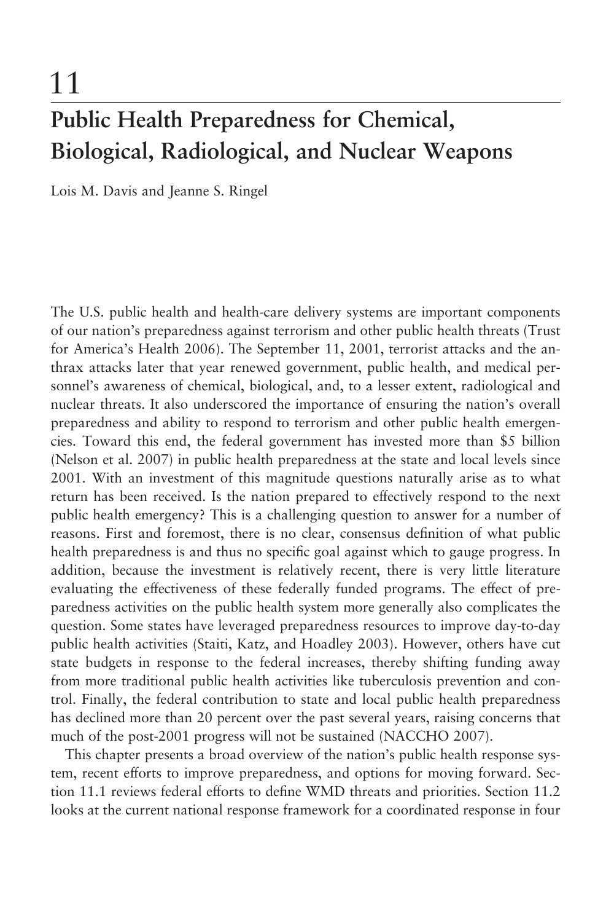# 11

# Public Health Preparedness for Chemical, Biological, Radiological, and Nuclear Weapons

Lois M. Davis and Jeanne S. Ringel

The U.S. public health and health-care delivery systems are important components of our nation's preparedness against terrorism and other public health threats (Trust for America's Health 2006). The September 11, 2001, terrorist attacks and the anthrax attacks later that year renewed government, public health, and medical personnel's awareness of chemical, biological, and, to a lesser extent, radiological and nuclear threats. It also underscored the importance of ensuring the nation's overall preparedness and ability to respond to terrorism and other public health emergencies. Toward this end, the federal government has invested more than $5 billion (Nelson et al. 2007) in public health preparedness at the state and local levels since 2001. With an investment of this magnitude questions naturally arise as to what return has been received. Is the nation prepared to effectively respond to the next public health emergency? This is a challenging question to answer for a number of reasons. First and foremost, there is no clear, consensus definition of what public health preparedness is and thus no specific goal against which to gauge progress. In addition, because the investment is relatively recent, there is very little literature evaluating the effectiveness of these federally funded programs. The effect of preparedness activities on the public health system more generally also complicates the question. Some states have leveraged preparedness resources to improve day-to-day public health activities (Staiti, Katz, and Hoadley 2003). However, others have cut state budgets in response to the federal increases, thereby shifting funding away from more traditional public health activities like tuberculosis prevention and control. Finally, the federal contribution to state and local public health preparedness has declined more than 20 percent over the past several years, raising concerns that much of the post-2001 progress will not be sustained (NACCHO 2007).

This chapter presents a broad overview of the nation's public health response system, recent efforts to improve preparedness, and options for moving forward. Section 11.1 reviews federal efforts to define WMD threats and priorities. Section 11.2 looks at the current national response framework for a coordinated response in four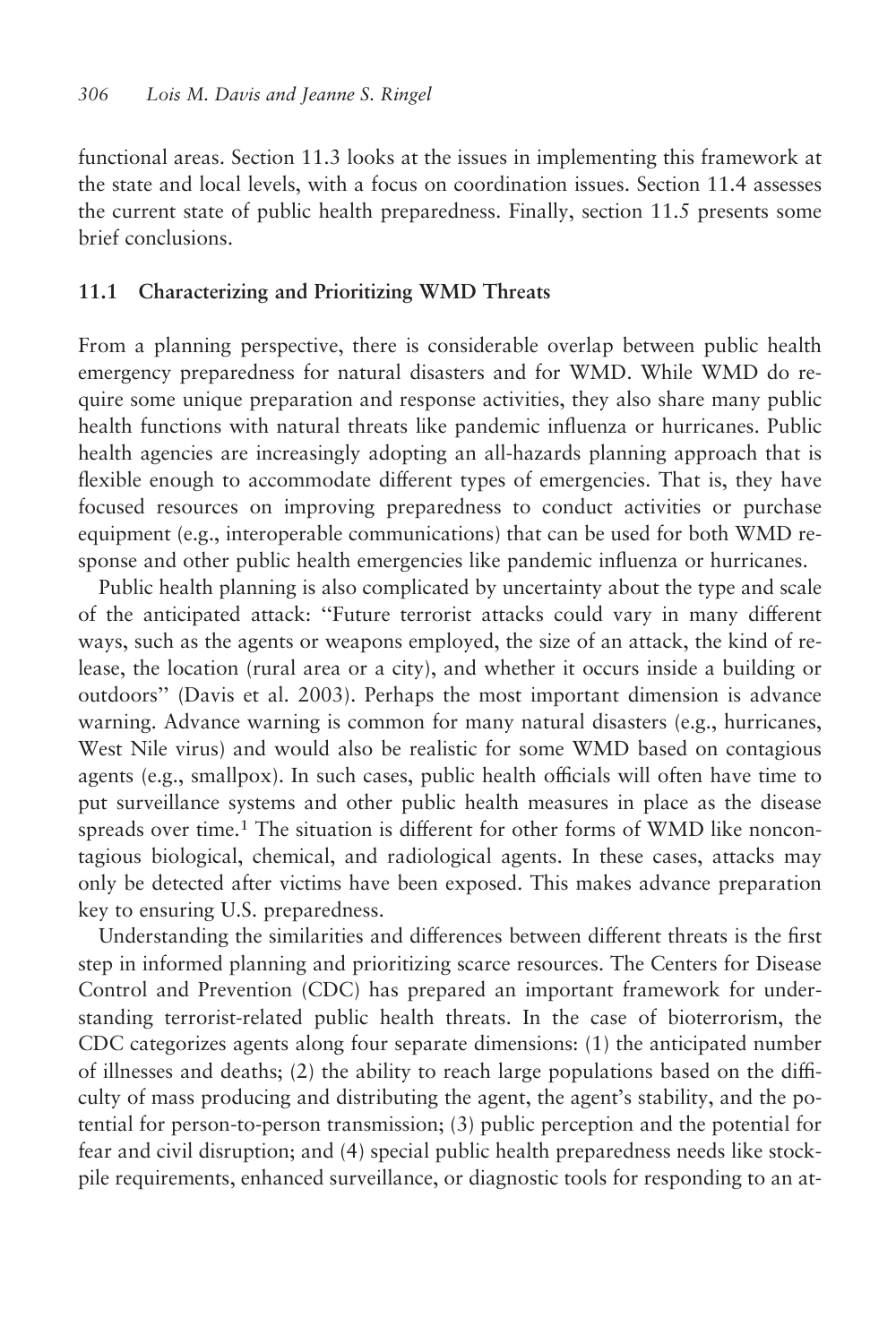functional areas. Section 11.3 looks at the issues in implementing this framework at the state and local levels, with a focus on coordination issues. Section 11.4 assesses the current state of public health preparedness. Finally, section 11.5 presents some brief conclusions.

## 11.1 Characterizing and Prioritizing WMD Threats

From a planning perspective, there is considerable overlap between public health emergency preparedness for natural disasters and for WMD. While WMD do require some unique preparation and response activities, they also share many public health functions with natural threats like pandemic influenza or hurricanes. Public health agencies are increasingly adopting an all-hazards planning approach that is flexible enough to accommodate different types of emergencies. That is, they have focused resources on improving preparedness to conduct activities or purchase equipment (e.g., interoperable communications) that can be used for both WMD response and other public health emergencies like pandemic influenza or hurricanes.

Public health planning is also complicated by uncertainty about the type and scale of the anticipated attack: "Future terrorist attacks could vary in many different ways, such as the agents or weapons employed, the size of an attack, the kind of release, the location (rural area or a city), and whether it occurs inside a building or outdoors" (Davis et al. 2003). Perhaps the most important dimension is advance warning. Advance warning is common for many natural disasters (e.g., hurricanes, West Nile virus) and would also be realistic for some WMD based on contagious agents (e.g., smallpox). In such cases, public health officials will often have time to put surveillance systems and other public health measures in place as the disease spreads over time.[1] The situation is different for other forms of WMD like noncontagious biological, chemical, and radiological agents. In these cases, attacks may only be detected after victims have been exposed. This makes advance preparation key to ensuring U.S. preparedness.

Understanding the similarities and differences between different threats is the first step in informed planning and prioritizing scarce resources. The Centers for Disease Control and Prevention (CDC) has prepared an important framework for understanding terrorist-related public health threats. In the case of bioterrorism, the CDC categorizes agents along four separate dimensions: (1) the anticipated number of illnesses and deaths; (2) the ability to reach large populations based on the difficulty of mass producing and distributing the agent, the agent's stability, and the potential for person-to-person transmission; (3) public perception and the potential for fear and civil disruption; and (4) special public health preparedness needs like stockpile requirements, enhanced surveillance, or diagnostic tools for responding to an at-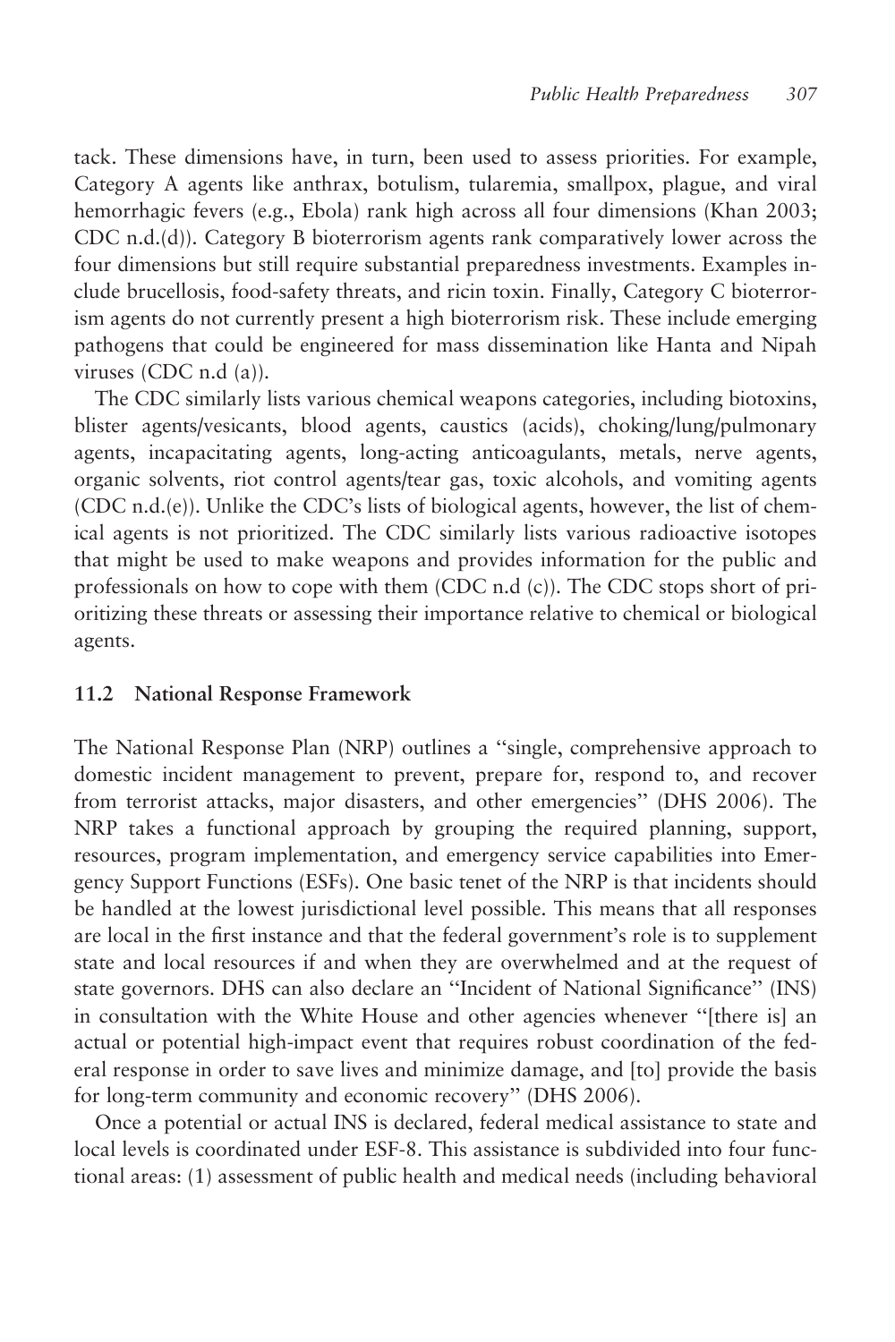tack. These dimensions have, in turn, been used to assess priorities. For example, Category A agents like anthrax, botulism, tularemia, smallpox, plague, and viral hemorrhagic fevers (e.g., Ebola) rank high across all four dimensions (Khan 2003; CDC n.d.(d)). Category B bioterrorism agents rank comparatively lower across the four dimensions but still require substantial preparedness investments. Examples include brucellosis, food-safety threats, and ricin toxin. Finally, Category C bioterrorism agents do not currently present a high bioterrorism risk. These include emerging pathogens that could be engineered for mass dissemination like Hanta and Nipah viruses (CDC n.d (a)).

The CDC similarly lists various chemical weapons categories, including biotoxins, blister agents/vesicants, blood agents, caustics (acids), choking/lung/pulmonary agents, incapacitating agents, long-acting anticoagulants, metals, nerve agents, organic solvents, riot control agents/tear gas, toxic alcohols, and vomiting agents (CDC n.d.(e)). Unlike the CDC's lists of biological agents, however, the list of chemical agents is not prioritized. The CDC similarly lists various radioactive isotopes that might be used to make weapons and provides information for the public and professionals on how to cope with them (CDC n.d (c)). The CDC stops short of prioritizing these threats or assessing their importance relative to chemical or biological agents.

### 11.2 National Response Framework

The National Response Plan (NRP) outlines a "single, comprehensive approach to domestic incident management to prevent, prepare for, respond to, and recover from terrorist attacks, major disasters, and other emergencies" (DHS 2006). The NRP takes a functional approach by grouping the required planning, support, resources, program implementation, and emergency service capabilities into Emergency Support Functions (ESFs). One basic tenet of the NRP is that incidents should be handled at the lowest jurisdictional level possible. This means that all responses are local in the first instance and that the federal government's role is to supplement state and local resources if and when they are overwhelmed and at the request of state governors. DHS can also declare an "Incident of National Significance" (INS) in consultation with the White House and other agencies whenever "[there is] an actual or potential high-impact event that requires robust coordination of the federal response in order to save lives and minimize damage, and [to] provide the basis for long-term community and economic recovery" (DHS 2006).

Once a potential or actual INS is declared, federal medical assistance to state and local levels is coordinated under ESF-8. This assistance is subdivided into four functional areas: (1) assessment of public health and medical needs (including behavioral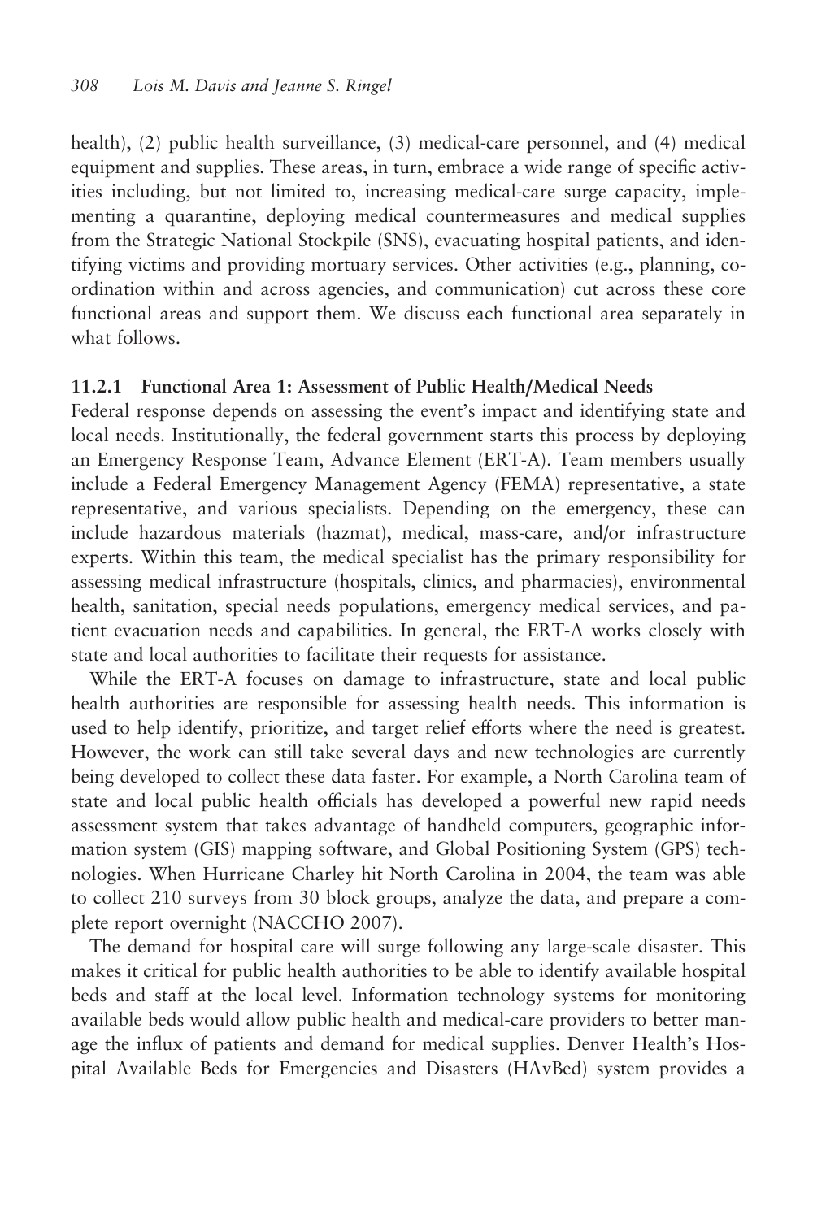health), (2) public health surveillance, (3) medical-care personnel, and (4) medical equipment and supplies. These areas, in turn, embrace a wide range of specific activities including, but not limited to, increasing medical-care surge capacity, implementing a quarantine, deploying medical countermeasures and medical supplies from the Strategic National Stockpile (SNS), evacuating hospital patients, and identifying victims and providing mortuary services. Other activities (e.g., planning, coordination within and across agencies, and communication) cut across these core functional areas and support them. We discuss each functional area separately in what follows.

### 11.2.1 Functional Area 1: Assessment of Public Health/Medical Needs

Federal response depends on assessing the event's impact and identifying state and local needs. Institutionally, the federal government starts this process by deploying an Emergency Response Team, Advance Element (ERT-A). Team members usually include a Federal Emergency Management Agency (FEMA) representative, a state representative, and various specialists. Depending on the emergency, these can include hazardous materials (hazmat), medical, mass-care, and/or infrastructure experts. Within this team, the medical specialist has the primary responsibility for assessing medical infrastructure (hospitals, clinics, and pharmacies), environmental health, sanitation, special needs populations, emergency medical services, and patient evacuation needs and capabilities. In general, the ERT-A works closely with state and local authorities to facilitate their requests for assistance.

While the ERT-A focuses on damage to infrastructure, state and local public health authorities are responsible for assessing health needs. This information is used to help identify, prioritize, and target relief efforts where the need is greatest. However, the work can still take several days and new technologies are currently being developed to collect these data faster. For example, a North Carolina team of state and local public health officials has developed a powerful new rapid needs assessment system that takes advantage of handheld computers, geographic information system (GIS) mapping software, and Global Positioning System (GPS) technologies. When Hurricane Charley hit North Carolina in 2004, the team was able to collect 210 surveys from 30 block groups, analyze the data, and prepare a complete report overnight (NACCHO 2007).

The demand for hospital care will surge following any large-scale disaster. This makes it critical for public health authorities to be able to identify available hospital beds and staff at the local level. Information technology systems for monitoring available beds would allow public health and medical-care providers to better manage the influx of patients and demand for medical supplies. Denver Health's Hospital Available Beds for Emergencies and Disasters (HAvBed) system provides a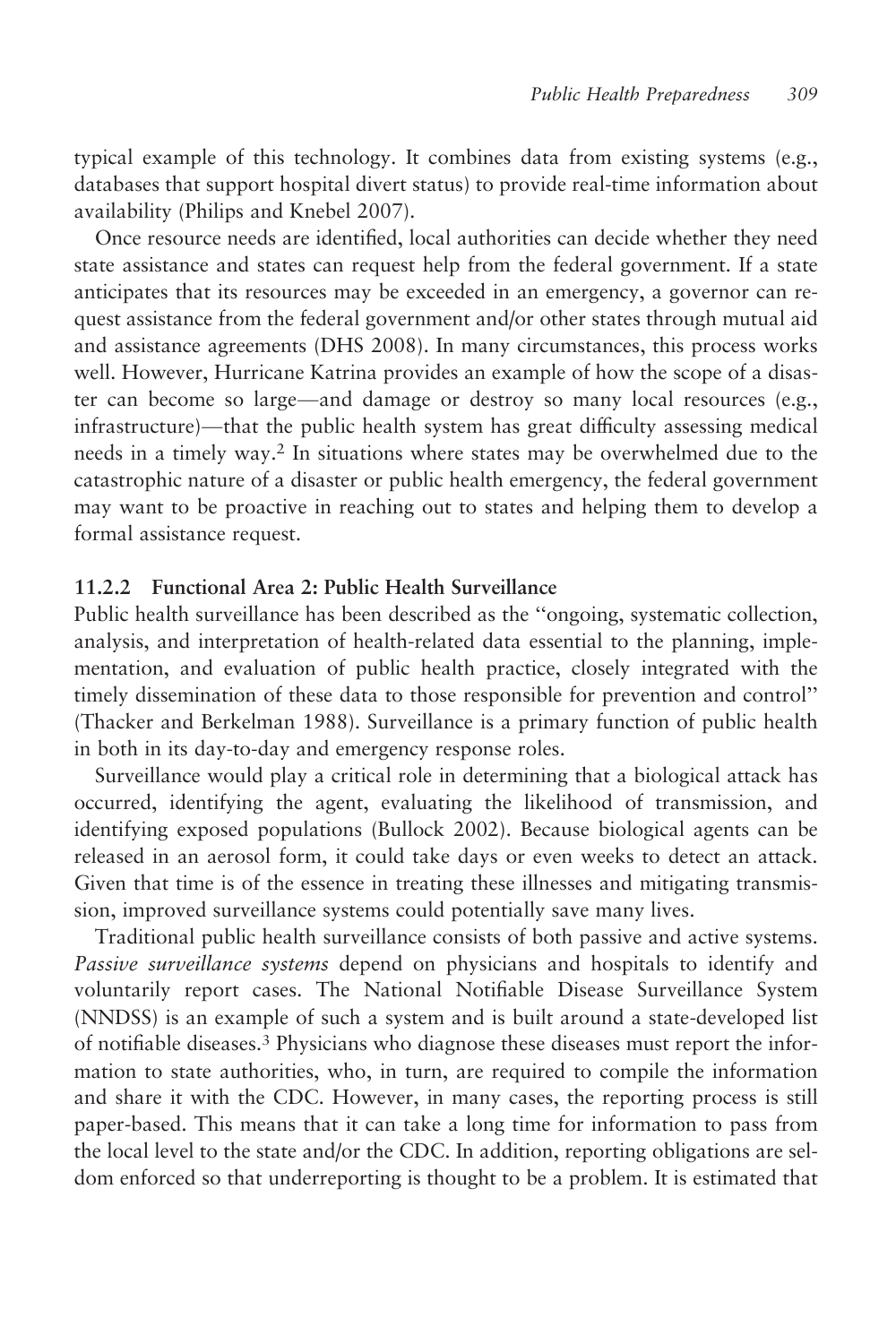typical example of this technology. It combines data from existing systems (e.g., databases that support hospital divert status) to provide real-time information about availability (Philips and Knebel 2007).

Once resource needs are identified, local authorities can decide whether they need state assistance and states can request help from the federal government. If a state anticipates that its resources may be exceeded in an emergency, a governor can request assistance from the federal government and/or other states through mutual aid and assistance agreements (DHS 2008). In many circumstances, this process works well. However, Hurricane Katrina provides an example of how the scope of a disaster can become so large—and damage or destroy so many local resources (e.g., infrastructure)—that the public health system has great difficulty assessing medical needs in a timely way.[2] In situations where states may be overwhelmed due to the catastrophic nature of a disaster or public health emergency, the federal government may want to be proactive in reaching out to states and helping them to develop a formal assistance request.

### 11.2.2 Functional Area 2: Public Health Surveillance

Public health surveillance has been described as the "ongoing, systematic collection, analysis, and interpretation of health-related data essential to the planning, implementation, and evaluation of public health practice, closely integrated with the timely dissemination of these data to those responsible for prevention and control" (Thacker and Berkelman 1988). Surveillance is a primary function of public health in both in its day-to-day and emergency response roles.

Surveillance would play a critical role in determining that a biological attack has occurred, identifying the agent, evaluating the likelihood of transmission, and identifying exposed populations (Bullock 2002). Because biological agents can be released in an aerosol form, it could take days or even weeks to detect an attack. Given that time is of the essence in treating these illnesses and mitigating transmission, improved surveillance systems could potentially save many lives.

Traditional public health surveillance consists of both passive and active systems. *Passive surveillance systems* depend on physicians and hospitals to identify and voluntarily report cases. The National Notifiable Disease Surveillance System (NNDSS) is an example of such a system and is built around a state-developed list of notifiable diseases.[3] Physicians who diagnose these diseases must report the information to state authorities, who, in turn, are required to compile the information and share it with the CDC. However, in many cases, the reporting process is still paper-based. This means that it can take a long time for information to pass from the local level to the state and/or the CDC. In addition, reporting obligations are seldom enforced so that underreporting is thought to be a problem. It is estimated that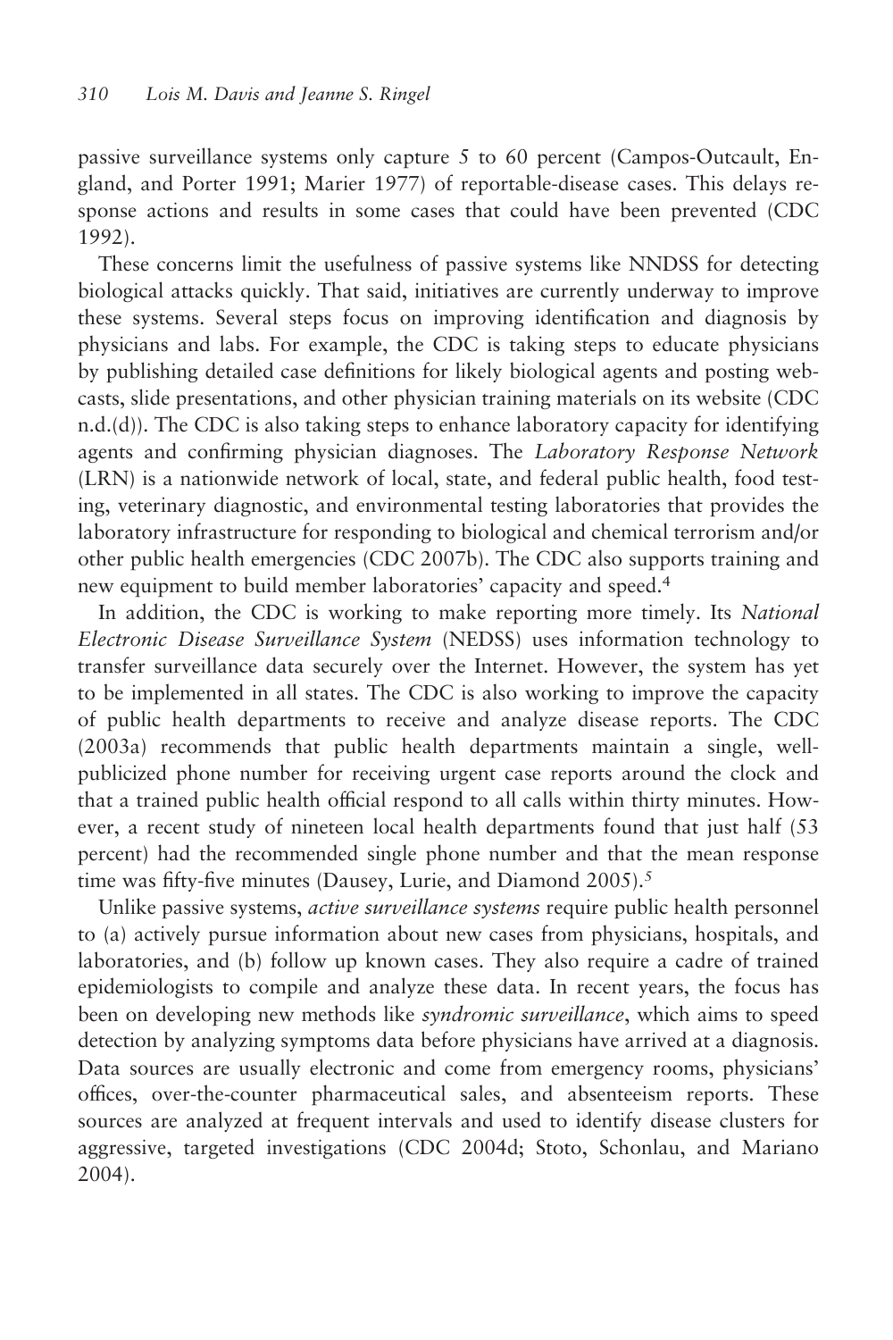passive surveillance systems only capture 5 to 60 percent (Campos-Outcault, England, and Porter 1991; Marier 1977) of reportable-disease cases. This delays response actions and results in some cases that could have been prevented (CDC 1992).

These concerns limit the usefulness of passive systems like NNDSS for detecting biological attacks quickly. That said, initiatives are currently underway to improve these systems. Several steps focus on improving identification and diagnosis by physicians and labs. For example, the CDC is taking steps to educate physicians by publishing detailed case definitions for likely biological agents and posting webcasts, slide presentations, and other physician training materials on its website (CDC n.d.(d)). The CDC is also taking steps to enhance laboratory capacity for identifying agents and confirming physician diagnoses. The *Laboratory Response Network* (LRN) is a nationwide network of local, state, and federal public health, food testing, veterinary diagnostic, and environmental testing laboratories that provides the laboratory infrastructure for responding to biological and chemical terrorism and/or other public health emergencies (CDC 2007b). The CDC also supports training and new equipment to build member laboratories' capacity and speed.[4]

In addition, the CDC is working to make reporting more timely. Its *National Electronic Disease Surveillance System* (NEDSS) uses information technology to transfer surveillance data securely over the Internet. However, the system has yet to be implemented in all states. The CDC is also working to improve the capacity of public health departments to receive and analyze disease reports. The CDC (2003a) recommends that public health departments maintain a single, well-publicized phone number for receiving urgent case reports around the clock and that a trained public health official respond to all calls within thirty minutes. However, a recent study of nineteen local health departments found that just half (53 percent) had the recommended single phone number and that the mean response time was fifty-five minutes (Dausey, Lurie, and Diamond 2005).[5]

Unlike passive systems, *active surveillance systems* require public health personnel to (a) actively pursue information about new cases from physicians, hospitals, and laboratories, and (b) follow up known cases. They also require a cadre of trained epidemiologists to compile and analyze these data. In recent years, the focus has been on developing new methods like *syndromic surveillance*, which aims to speed detection by analyzing symptoms data before physicians have arrived at a diagnosis. Data sources are usually electronic and come from emergency rooms, physicians' offices, over-the-counter pharmaceutical sales, and absenteeism reports. These sources are analyzed at frequent intervals and used to identify disease clusters for aggressive, targeted investigations (CDC 2004d; Stoto, Schonlau, and Mariano 2004).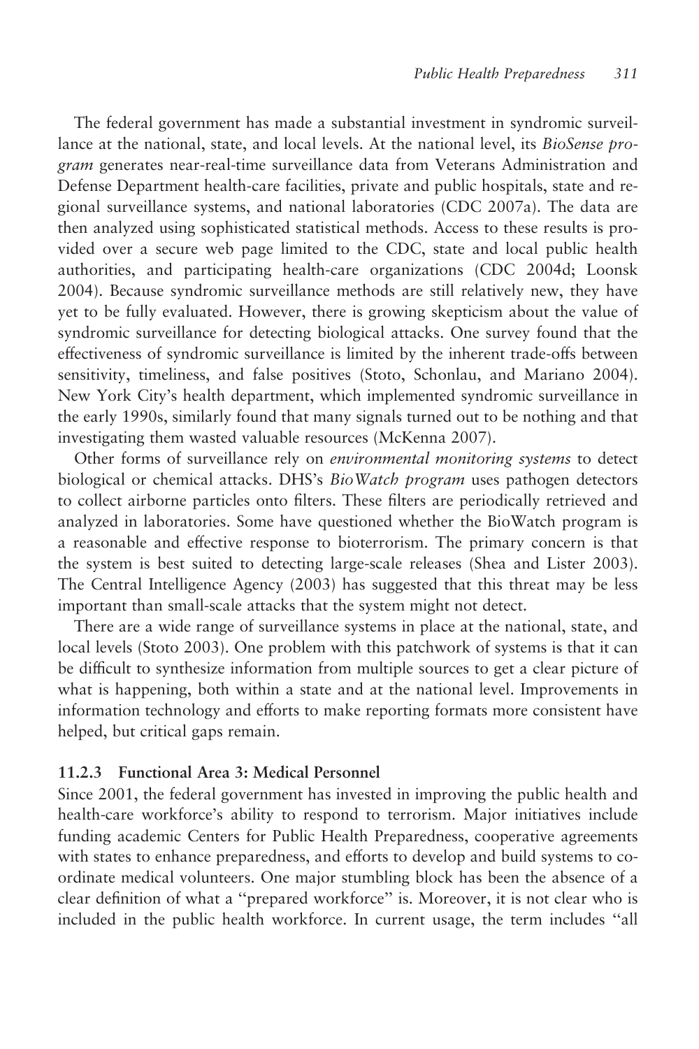The federal government has made a substantial investment in syndromic surveillance at the national, state, and local levels. At the national level, its *BioSense program* generates near-real-time surveillance data from Veterans Administration and Defense Department health-care facilities, private and public hospitals, state and regional surveillance systems, and national laboratories (CDC 2007a). The data are then analyzed using sophisticated statistical methods. Access to these results is provided over a secure web page limited to the CDC, state and local public health authorities, and participating health-care organizations (CDC 2004d; Loonsk 2004). Because syndromic surveillance methods are still relatively new, they have yet to be fully evaluated. However, there is growing skepticism about the value of syndromic surveillance for detecting biological attacks. One survey found that the effectiveness of syndromic surveillance is limited by the inherent trade-offs between sensitivity, timeliness, and false positives (Stoto, Schonlau, and Mariano 2004). New York City's health department, which implemented syndromic surveillance in the early 1990s, similarly found that many signals turned out to be nothing and that investigating them wasted valuable resources (McKenna 2007).

Other forms of surveillance rely on *environmental monitoring systems* to detect biological or chemical attacks. DHS's *BioWatch program* uses pathogen detectors to collect airborne particles onto filters. These filters are periodically retrieved and analyzed in laboratories. Some have questioned whether the BioWatch program is a reasonable and effective response to bioterrorism. The primary concern is that the system is best suited to detecting large-scale releases (Shea and Lister 2003). The Central Intelligence Agency (2003) has suggested that this threat may be less important than small-scale attacks that the system might not detect.

There are a wide range of surveillance systems in place at the national, state, and local levels (Stoto 2003). One problem with this patchwork of systems is that it can be difficult to synthesize information from multiple sources to get a clear picture of what is happening, both within a state and at the national level. Improvements in information technology and efforts to make reporting formats more consistent have helped, but critical gaps remain.

### 11.2.3 Functional Area 3: Medical Personnel

Since 2001, the federal government has invested in improving the public health and health-care workforce's ability to respond to terrorism. Major initiatives include funding academic Centers for Public Health Preparedness, cooperative agreements with states to enhance preparedness, and efforts to develop and build systems to coordinate medical volunteers. One major stumbling block has been the absence of a clear definition of what a "prepared workforce" is. Moreover, it is not clear who is included in the public health workforce. In current usage, the term includes "all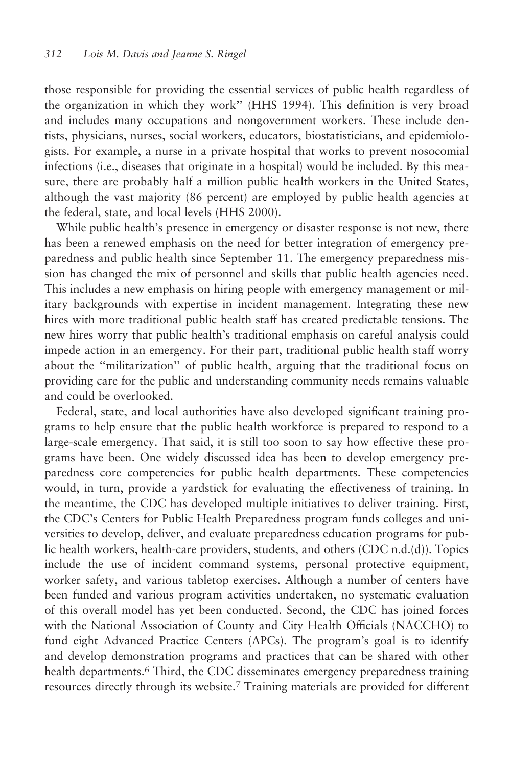those responsible for providing the essential services of public health regardless of the organization in which they work'' (HHS 1994). This definition is very broad and includes many occupations and nongovernment workers. These include dentists, physicians, nurses, social workers, educators, biostatisticians, and epidemiologists. For example, a nurse in a private hospital that works to prevent nosocomial infections (i.e., diseases that originate in a hospital) would be included. By this measure, there are probably half a million public health workers in the United States, although the vast majority (86 percent) are employed by public health agencies at the federal, state, and local levels (HHS 2000).

While public health's presence in emergency or disaster response is not new, there has been a renewed emphasis on the need for better integration of emergency preparedness and public health since September 11. The emergency preparedness mission has changed the mix of personnel and skills that public health agencies need. This includes a new emphasis on hiring people with emergency management or military backgrounds with expertise in incident management. Integrating these new hires with more traditional public health staff has created predictable tensions. The new hires worry that public health's traditional emphasis on careful analysis could impede action in an emergency. For their part, traditional public health staff worry about the "militarization" of public health, arguing that the traditional focus on providing care for the public and understanding community needs remains valuable and could be overlooked.

Federal, state, and local authorities have also developed significant training programs to help ensure that the public health workforce is prepared to respond to a large-scale emergency. That said, it is still too soon to say how effective these programs have been. One widely discussed idea has been to develop emergency preparedness core competencies for public health departments. These competencies would, in turn, provide a yardstick for evaluating the effectiveness of training. In the meantime, the CDC has developed multiple initiatives to deliver training. First, the CDC's Centers for Public Health Preparedness program funds colleges and universities to develop, deliver, and evaluate preparedness education programs for public health workers, health-care providers, students, and others (CDC n.d.(d)). Topics include the use of incident command systems, personal protective equipment, worker safety, and various tabletop exercises. Although a number of centers have been funded and various program activities undertaken, no systematic evaluation of this overall model has yet been conducted. Second, the CDC has joined forces with the National Association of County and City Health Officials (NACCHO) to fund eight Advanced Practice Centers (APCs). The program's goal is to identify and develop demonstration programs and practices that can be shared with other health departments.[6] Third, the CDC disseminates emergency preparedness training resources directly through its website.[7] Training materials are provided for different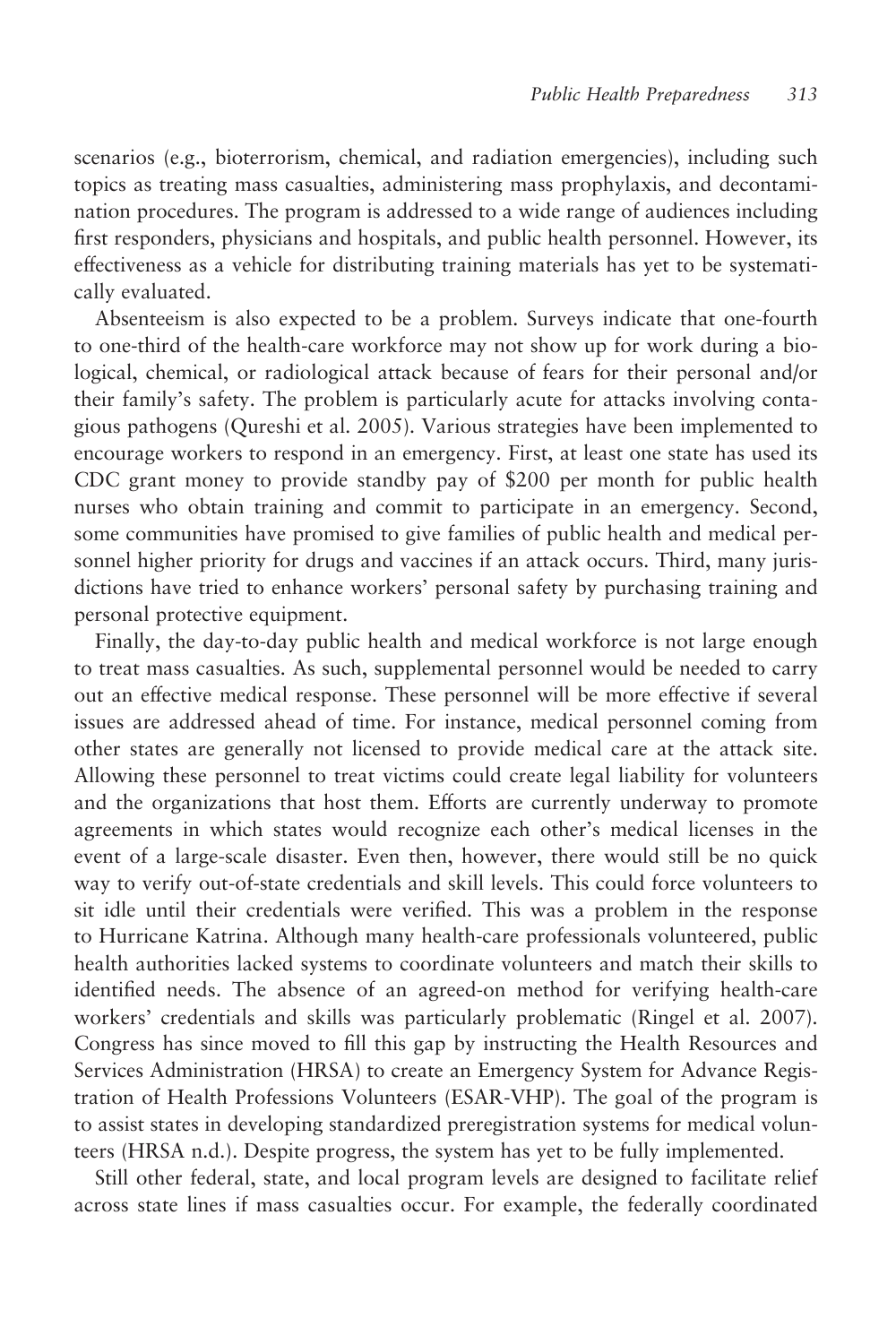scenarios (e.g., bioterrorism, chemical, and radiation emergencies), including such topics as treating mass casualties, administering mass prophylaxis, and decontamination procedures. The program is addressed to a wide range of audiences including first responders, physicians and hospitals, and public health personnel. However, its effectiveness as a vehicle for distributing training materials has yet to be systematically evaluated.

Absenteeism is also expected to be a problem. Surveys indicate that one-fourth to one-third of the health-care workforce may not show up for work during a biological, chemical, or radiological attack because of fears for their personal and/or their family's safety. The problem is particularly acute for attacks involving contagious pathogens (Qureshi et al. 2005). Various strategies have been implemented to encourage workers to respond in an emergency. First, at least one state has used its CDC grant money to provide standby pay of $200 per month for public health nurses who obtain training and commit to participate in an emergency. Second, some communities have promised to give families of public health and medical personnel higher priority for drugs and vaccines if an attack occurs. Third, many jurisdictions have tried to enhance workers' personal safety by purchasing training and personal protective equipment.

Finally, the day-to-day public health and medical workforce is not large enough to treat mass casualties. As such, supplemental personnel would be needed to carry out an effective medical response. These personnel will be more effective if several issues are addressed ahead of time. For instance, medical personnel coming from other states are generally not licensed to provide medical care at the attack site. Allowing these personnel to treat victims could create legal liability for volunteers and the organizations that host them. Efforts are currently underway to promote agreements in which states would recognize each other's medical licenses in the event of a large-scale disaster. Even then, however, there would still be no quick way to verify out-of-state credentials and skill levels. This could force volunteers to sit idle until their credentials were verified. This was a problem in the response to Hurricane Katrina. Although many health-care professionals volunteered, public health authorities lacked systems to coordinate volunteers and match their skills to identified needs. The absence of an agreed-on method for verifying health-care workers' credentials and skills was particularly problematic (Ringel et al. 2007). Congress has since moved to fill this gap by instructing the Health Resources and Services Administration (HRSA) to create an Emergency System for Advance Registration of Health Professions Volunteers (ESAR-VHP). The goal of the program is to assist states in developing standardized preregistration systems for medical volunteers (HRSA n.d.). Despite progress, the system has yet to be fully implemented.

Still other federal, state, and local program levels are designed to facilitate relief across state lines if mass casualties occur. For example, the federally coordinated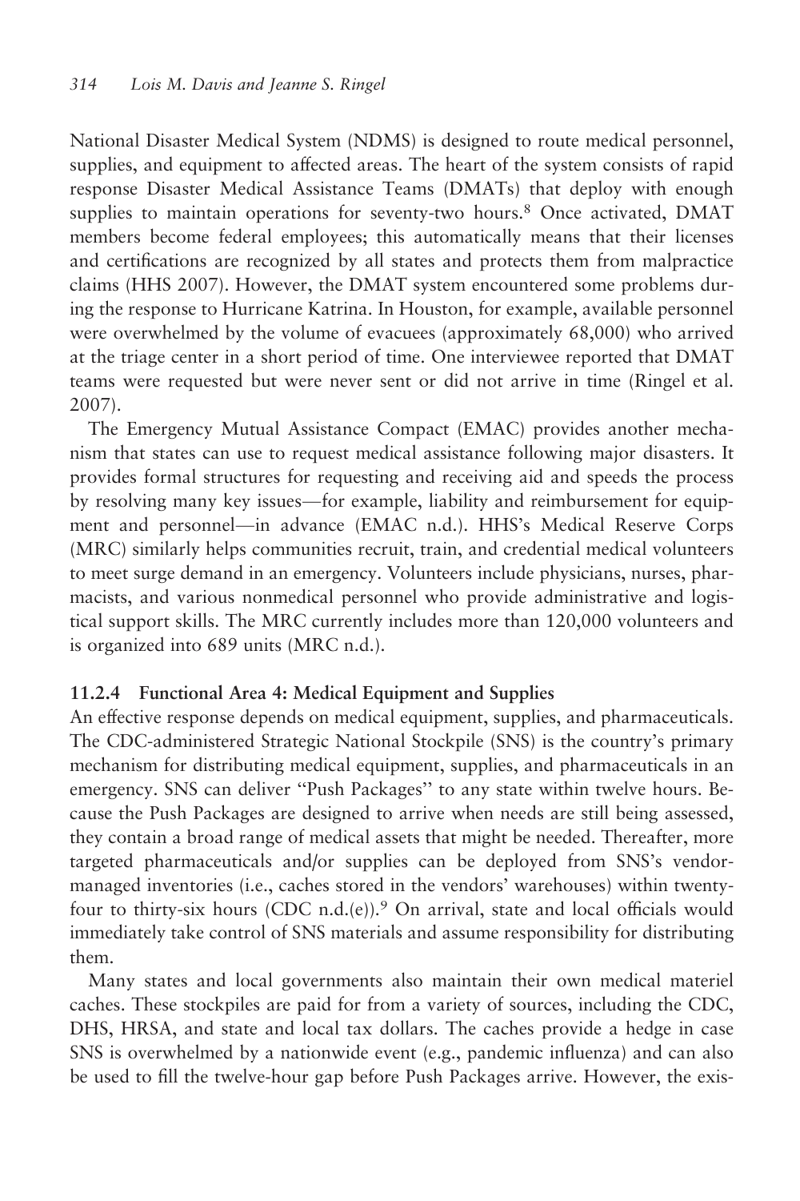National Disaster Medical System (NDMS) is designed to route medical personnel, supplies, and equipment to affected areas. The heart of the system consists of rapid response Disaster Medical Assistance Teams (DMATs) that deploy with enough supplies to maintain operations for seventy-two hours.[8] Once activated, DMAT members become federal employees; this automatically means that their licenses and certifications are recognized by all states and protects them from malpractice claims (HHS 2007). However, the DMAT system encountered some problems during the response to Hurricane Katrina. In Houston, for example, available personnel were overwhelmed by the volume of evacuees (approximately 68,000) who arrived at the triage center in a short period of time. One interviewee reported that DMAT teams were requested but were never sent or did not arrive in time (Ringel et al. 2007).

The Emergency Mutual Assistance Compact (EMAC) provides another mechanism that states can use to request medical assistance following major disasters. It provides formal structures for requesting and receiving aid and speeds the process by resolving many key issues—for example, liability and reimbursement for equipment and personnel—in advance (EMAC n.d.). HHS's Medical Reserve Corps (MRC) similarly helps communities recruit, train, and credential medical volunteers to meet surge demand in an emergency. Volunteers include physicians, nurses, pharmacists, and various nonmedical personnel who provide administrative and logistical support skills. The MRC currently includes more than 120,000 volunteers and is organized into 689 units (MRC n.d.).

### 11.2.4 Functional Area 4: Medical Equipment and Supplies

An effective response depends on medical equipment, supplies, and pharmaceuticals. The CDC-administered Strategic National Stockpile (SNS) is the country's primary mechanism for distributing medical equipment, supplies, and pharmaceuticals in an emergency. SNS can deliver "Push Packages" to any state within twelve hours. Because the Push Packages are designed to arrive when needs are still being assessed, they contain a broad range of medical assets that might be needed. Thereafter, more targeted pharmaceuticals and/or supplies can be deployed from SNS's vendor-managed inventories (i.e., caches stored in the vendors' warehouses) within twenty-four to thirty-six hours (CDC n.d.(e)).[9] On arrival, state and local officials would immediately take control of SNS materials and assume responsibility for distributing them.

Many states and local governments also maintain their own medical materiel caches. These stockpiles are paid for from a variety of sources, including the CDC, DHS, HRSA, and state and local tax dollars. The caches provide a hedge in case SNS is overwhelmed by a nationwide event (e.g., pandemic influenza) and can also be used to fill the twelve-hour gap before Push Packages arrive. However, the exis-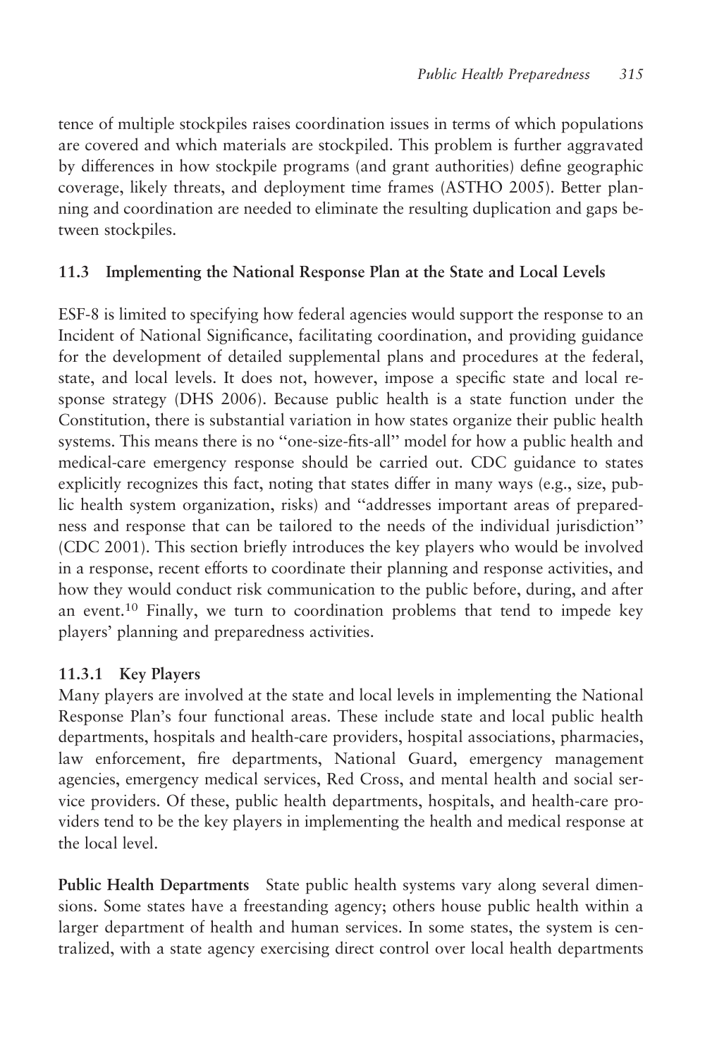tence of multiple stockpiles raises coordination issues in terms of which populations are covered and which materials are stockpiled. This problem is further aggravated by differences in how stockpile programs (and grant authorities) define geographic coverage, likely threats, and deployment time frames (ASTHO 2005). Better planning and coordination are needed to eliminate the resulting duplication and gaps between stockpiles.

## 11.3 Implementing the National Response Plan at the State and Local Levels

ESF-8 is limited to specifying how federal agencies would support the response to an Incident of National Significance, facilitating coordination, and providing guidance for the development of detailed supplemental plans and procedures at the federal, state, and local levels. It does not, however, impose a specific state and local response strategy (DHS 2006). Because public health is a state function under the Constitution, there is substantial variation in how states organize their public health systems. This means there is no "one-size-fits-all" model for how a public health and medical-care emergency response should be carried out. CDC guidance to states explicitly recognizes this fact, noting that states differ in many ways (e.g., size, public health system organization, risks) and "addresses important areas of preparedness and response that can be tailored to the needs of the individual jurisdiction" (CDC 2001). This section briefly introduces the key players who would be involved in a response, recent efforts to coordinate their planning and response activities, and how they would conduct risk communication to the public before, during, and after an event.[10] Finally, we turn to coordination problems that tend to impede key players' planning and preparedness activities.

### 11.3.1 Key Players

Many players are involved at the state and local levels in implementing the National Response Plan's four functional areas. These include state and local public health departments, hospitals and health-care providers, hospital associations, pharmacies, law enforcement, fire departments, National Guard, emergency management agencies, emergency medical services, Red Cross, and mental health and social service providers. Of these, public health departments, hospitals, and health-care providers tend to be the key players in implementing the health and medical response at the local level.

**Public Health Departments** State public health systems vary along several dimensions. Some states have a freestanding agency; others house public health within a larger department of health and human services. In some states, the system is centralized, with a state agency exercising direct control over local health departments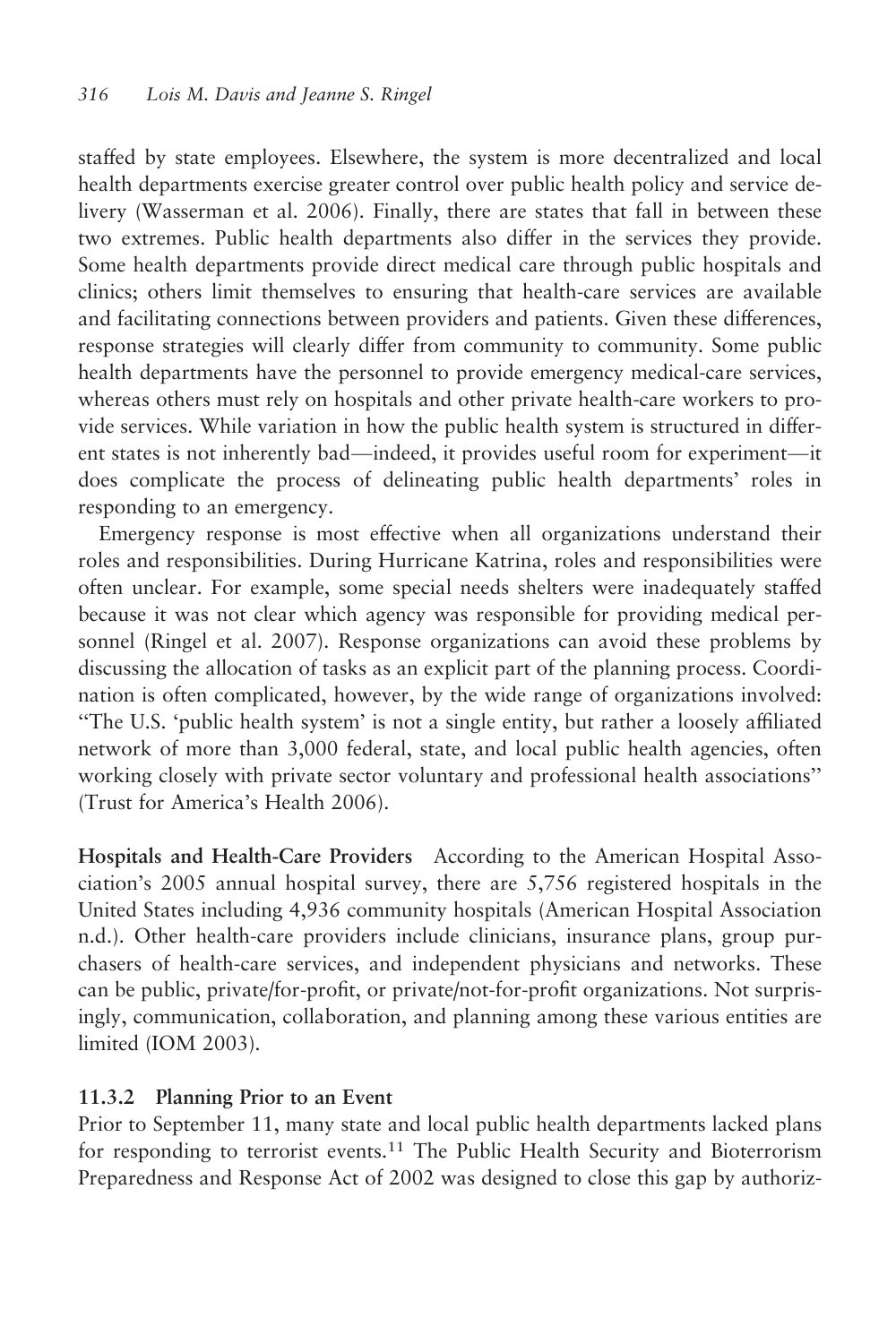staffed by state employees. Elsewhere, the system is more decentralized and local health departments exercise greater control over public health policy and service delivery (Wasserman et al. 2006). Finally, there are states that fall in between these two extremes. Public health departments also differ in the services they provide. Some health departments provide direct medical care through public hospitals and clinics; others limit themselves to ensuring that health-care services are available and facilitating connections between providers and patients. Given these differences, response strategies will clearly differ from community to community. Some public health departments have the personnel to provide emergency medical-care services, whereas others must rely on hospitals and other private health-care workers to provide services. While variation in how the public health system is structured in different states is not inherently bad—indeed, it provides useful room for experiment—it does complicate the process of delineating public health departments' roles in responding to an emergency.

Emergency response is most effective when all organizations understand their roles and responsibilities. During Hurricane Katrina, roles and responsibilities were often unclear. For example, some special needs shelters were inadequately staffed because it was not clear which agency was responsible for providing medical personnel (Ringel et al. 2007). Response organizations can avoid these problems by discussing the allocation of tasks as an explicit part of the planning process. Coordination is often complicated, however, by the wide range of organizations involved: "The U.S. 'public health system' is not a single entity, but rather a loosely affiliated network of more than 3,000 federal, state, and local public health agencies, often working closely with private sector voluntary and professional health associations" (Trust for America's Health 2006).

**Hospitals and Health-Care Providers** According to the American Hospital Association's 2005 annual hospital survey, there are 5,756 registered hospitals in the United States including 4,936 community hospitals (American Hospital Association n.d.). Other health-care providers include clinicians, insurance plans, group purchasers of health-care services, and independent physicians and networks. These can be public, private/for-profit, or private/not-for-profit organizations. Not surprisingly, communication, collaboration, and planning among these various entities are limited (IOM 2003).

### 11.3.2 Planning Prior to an Event

Prior to September 11, many state and local public health departments lacked plans for responding to terrorist events.[11] The Public Health Security and Bioterrorism Preparedness and Response Act of 2002 was designed to close this gap by authoriz-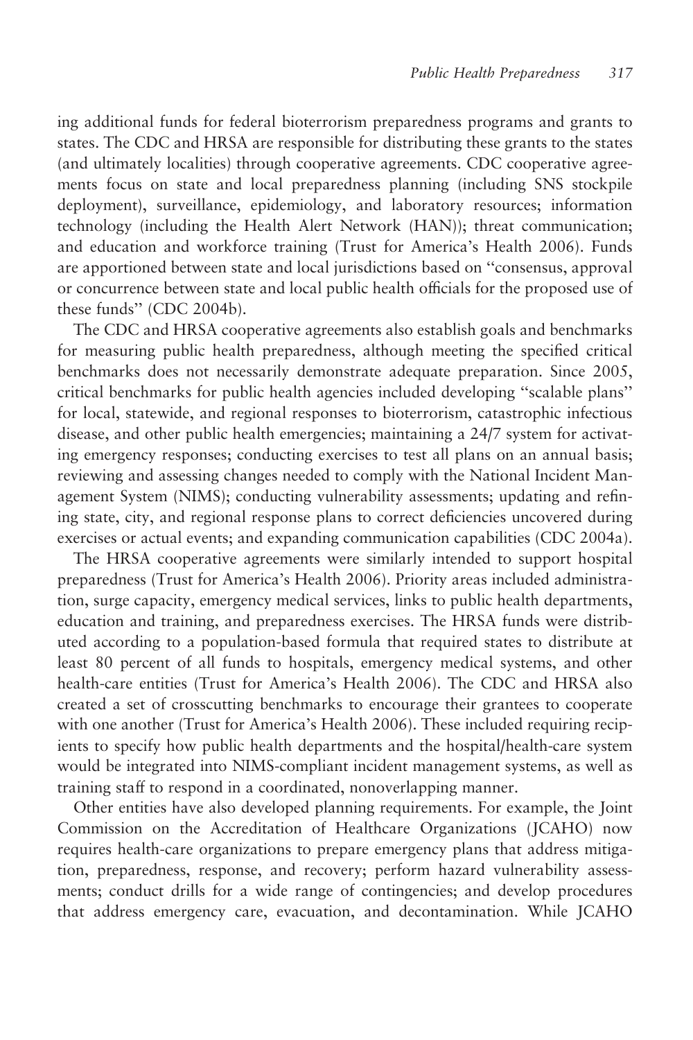ing additional funds for federal bioterrorism preparedness programs and grants to states. The CDC and HRSA are responsible for distributing these grants to the states (and ultimately localities) through cooperative agreements. CDC cooperative agreements focus on state and local preparedness planning (including SNS stockpile deployment), surveillance, epidemiology, and laboratory resources; information technology (including the Health Alert Network (HAN)); threat communication; and education and workforce training (Trust for America's Health 2006). Funds are apportioned between state and local jurisdictions based on "consensus, approval or concurrence between state and local public health officials for the proposed use of these funds" (CDC 2004b).

The CDC and HRSA cooperative agreements also establish goals and benchmarks for measuring public health preparedness, although meeting the specified critical benchmarks does not necessarily demonstrate adequate preparation. Since 2005, critical benchmarks for public health agencies included developing "scalable plans" for local, statewide, and regional responses to bioterrorism, catastrophic infectious disease, and other public health emergencies; maintaining a 24/7 system for activating emergency responses; conducting exercises to test all plans on an annual basis; reviewing and assessing changes needed to comply with the National Incident Management System (NIMS); conducting vulnerability assessments; updating and refining state, city, and regional response plans to correct deficiencies uncovered during exercises or actual events; and expanding communication capabilities (CDC 2004a).

The HRSA cooperative agreements were similarly intended to support hospital preparedness (Trust for America's Health 2006). Priority areas included administration, surge capacity, emergency medical services, links to public health departments, education and training, and preparedness exercises. The HRSA funds were distributed according to a population-based formula that required states to distribute at least 80 percent of all funds to hospitals, emergency medical systems, and other health-care entities (Trust for America's Health 2006). The CDC and HRSA also created a set of crosscutting benchmarks to encourage their grantees to cooperate with one another (Trust for America's Health 2006). These included requiring recipients to specify how public health departments and the hospital/health-care system would be integrated into NIMS-compliant incident management systems, as well as training staff to respond in a coordinated, nonoverlapping manner.

Other entities have also developed planning requirements. For example, the Joint Commission on the Accreditation of Healthcare Organizations (JCAHO) now requires health-care organizations to prepare emergency plans that address mitigation, preparedness, response, and recovery; perform hazard vulnerability assessments; conduct drills for a wide range of contingencies; and develop procedures that address emergency care, evacuation, and decontamination. While JCAHO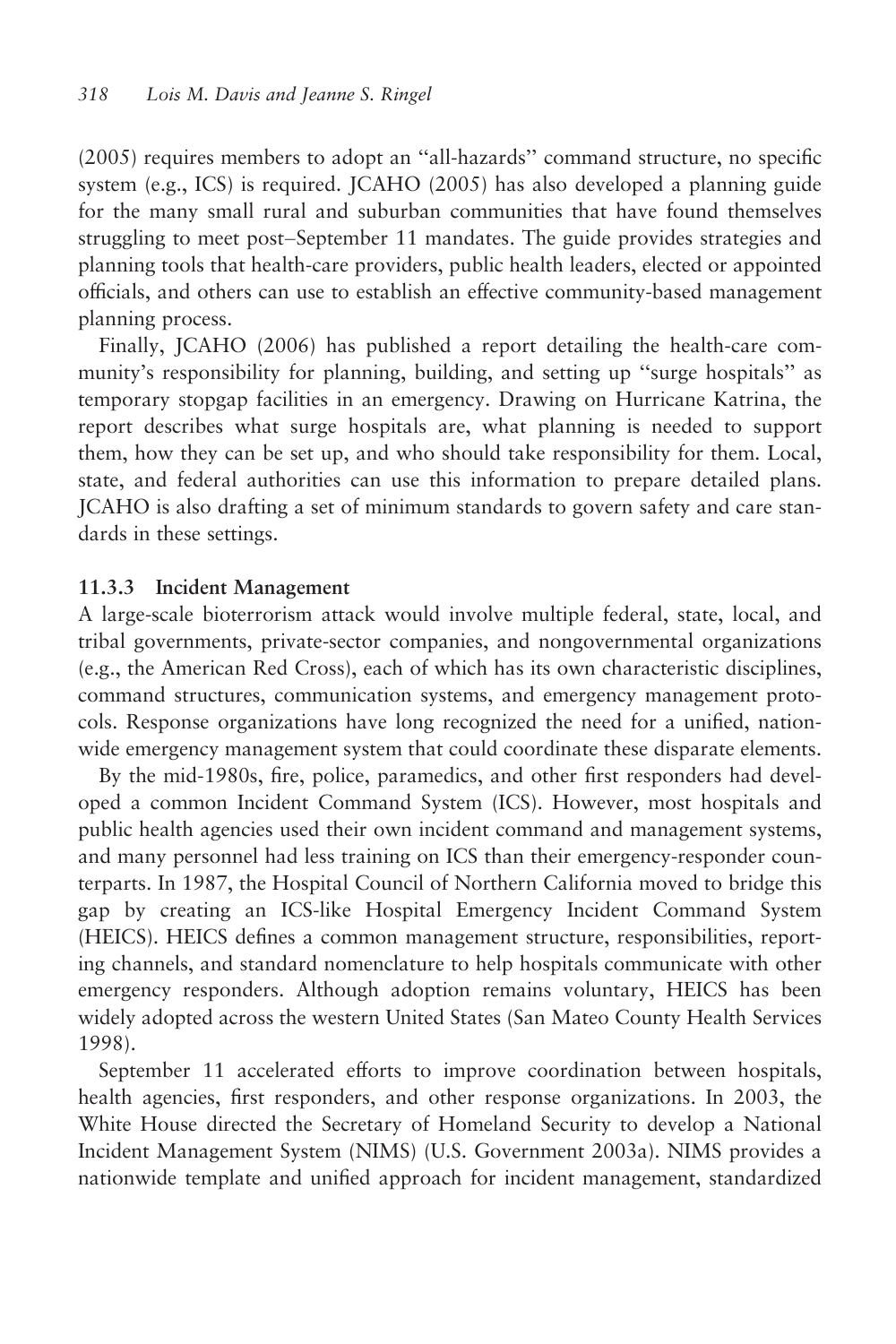(2005) requires members to adopt an "all-hazards" command structure, no specific system (e.g., ICS) is required. JCAHO (2005) has also developed a planning guide for the many small rural and suburban communities that have found themselves struggling to meet post–September 11 mandates. The guide provides strategies and planning tools that health-care providers, public health leaders, elected or appointed officials, and others can use to establish an effective community-based management planning process.

Finally, JCAHO (2006) has published a report detailing the health-care community's responsibility for planning, building, and setting up "surge hospitals" as temporary stopgap facilities in an emergency. Drawing on Hurricane Katrina, the report describes what surge hospitals are, what planning is needed to support them, how they can be set up, and who should take responsibility for them. Local, state, and federal authorities can use this information to prepare detailed plans. JCAHO is also drafting a set of minimum standards to govern safety and care standards in these settings.

### 11.3.3 Incident Management

A large-scale bioterrorism attack would involve multiple federal, state, local, and tribal governments, private-sector companies, and nongovernmental organizations (e.g., the American Red Cross), each of which has its own characteristic disciplines, command structures, communication systems, and emergency management protocols. Response organizations have long recognized the need for a unified, nationwide emergency management system that could coordinate these disparate elements.

By the mid-1980s, fire, police, paramedics, and other first responders had developed a common Incident Command System (ICS). However, most hospitals and public health agencies used their own incident command and management systems, and many personnel had less training on ICS than their emergency-responder counterparts. In 1987, the Hospital Council of Northern California moved to bridge this gap by creating an ICS-like Hospital Emergency Incident Command System (HEICS). HEICS defines a common management structure, responsibilities, reporting channels, and standard nomenclature to help hospitals communicate with other emergency responders. Although adoption remains voluntary, HEICS has been widely adopted across the western United States (San Mateo County Health Services 1998).

September 11 accelerated efforts to improve coordination between hospitals, health agencies, first responders, and other response organizations. In 2003, the White House directed the Secretary of Homeland Security to develop a National Incident Management System (NIMS) (U.S. Government 2003a). NIMS provides a nationwide template and unified approach for incident management, standardized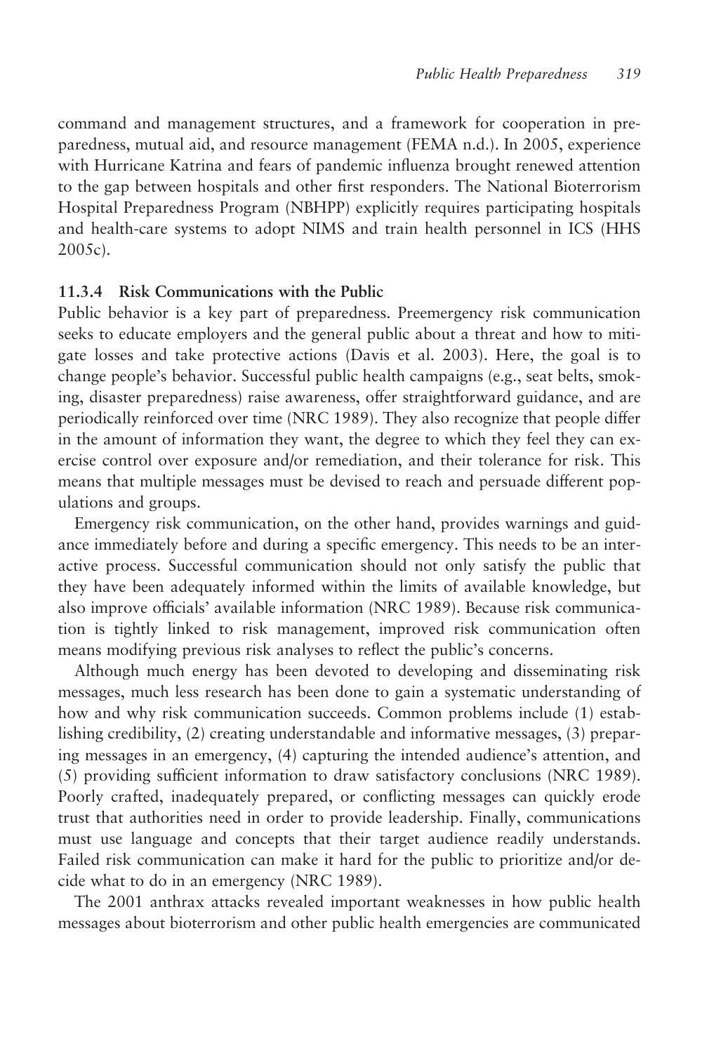command and management structures, and a framework for cooperation in preparedness, mutual aid, and resource management (FEMA n.d.). In 2005, experience with Hurricane Katrina and fears of pandemic influenza brought renewed attention to the gap between hospitals and other first responders. The National Bioterrorism Hospital Preparedness Program (NBHPP) explicitly requires participating hospitals and health-care systems to adopt NIMS and train health personnel in ICS (HHS 2005c).

### 11.3.4 Risk Communications with the Public

Public behavior is a key part of preparedness. Preemergency risk communication seeks to educate employers and the general public about a threat and how to mitigate losses and take protective actions (Davis et al. 2003). Here, the goal is to change people's behavior. Successful public health campaigns (e.g., seat belts, smoking, disaster preparedness) raise awareness, offer straightforward guidance, and are periodically reinforced over time (NRC 1989). They also recognize that people differ in the amount of information they want, the degree to which they feel they can exercise control over exposure and/or remediation, and their tolerance for risk. This means that multiple messages must be devised to reach and persuade different populations and groups.

Emergency risk communication, on the other hand, provides warnings and guidance immediately before and during a specific emergency. This needs to be an interactive process. Successful communication should not only satisfy the public that they have been adequately informed within the limits of available knowledge, but also improve officials' available information (NRC 1989). Because risk communication is tightly linked to risk management, improved risk communication often means modifying previous risk analyses to reflect the public's concerns.

Although much energy has been devoted to developing and disseminating risk messages, much less research has been done to gain a systematic understanding of how and why risk communication succeeds. Common problems include (1) establishing credibility, (2) creating understandable and informative messages, (3) preparing messages in an emergency, (4) capturing the intended audience's attention, and (5) providing sufficient information to draw satisfactory conclusions (NRC 1989). Poorly crafted, inadequately prepared, or conflicting messages can quickly erode trust that authorities need in order to provide leadership. Finally, communications must use language and concepts that their target audience readily understands. Failed risk communication can make it hard for the public to prioritize and/or decide what to do in an emergency (NRC 1989).

The 2001 anthrax attacks revealed important weaknesses in how public health messages about bioterrorism and other public health emergencies are communicated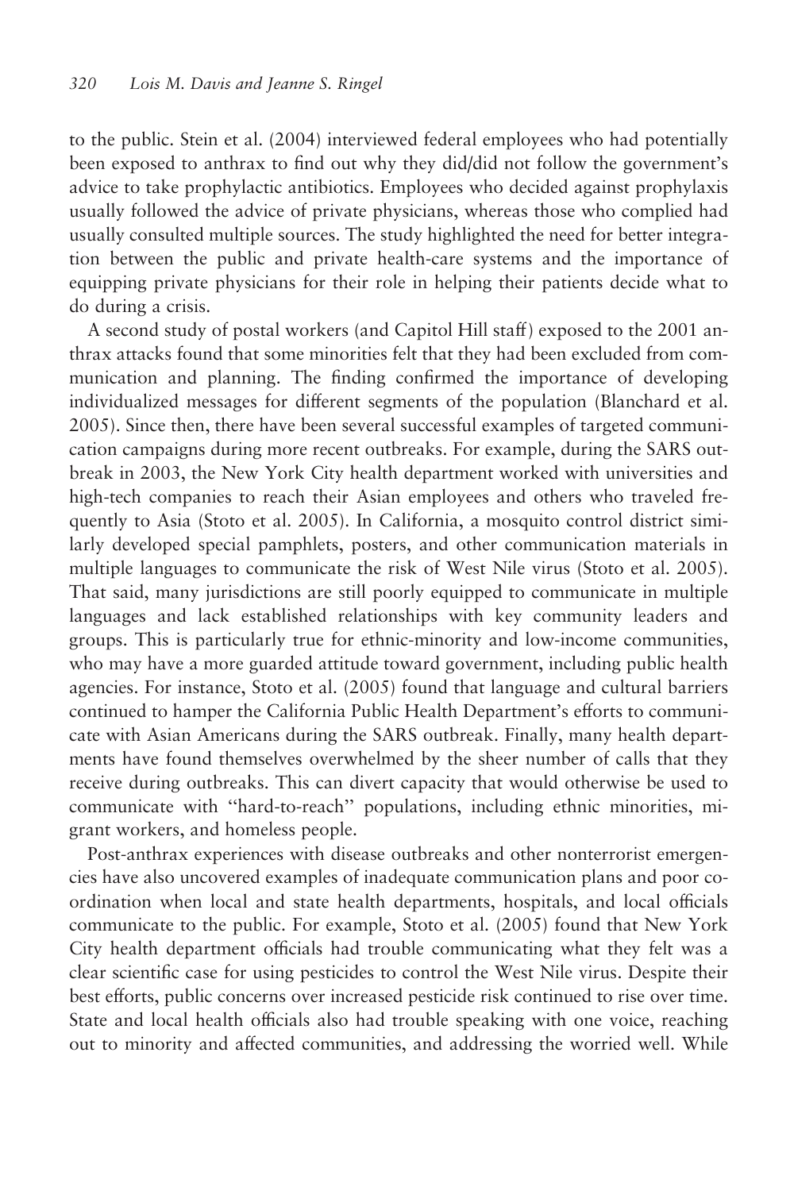to the public. Stein et al. (2004) interviewed federal employees who had potentially been exposed to anthrax to find out why they did/did not follow the government's advice to take prophylactic antibiotics. Employees who decided against prophylaxis usually followed the advice of private physicians, whereas those who complied had usually consulted multiple sources. The study highlighted the need for better integration between the public and private health-care systems and the importance of equipping private physicians for their role in helping their patients decide what to do during a crisis.

A second study of postal workers (and Capitol Hill staff) exposed to the 2001 anthrax attacks found that some minorities felt that they had been excluded from communication and planning. The finding confirmed the importance of developing individualized messages for different segments of the population (Blanchard et al. 2005). Since then, there have been several successful examples of targeted communication campaigns during more recent outbreaks. For example, during the SARS outbreak in 2003, the New York City health department worked with universities and high-tech companies to reach their Asian employees and others who traveled frequently to Asia (Stoto et al. 2005). In California, a mosquito control district similarly developed special pamphlets, posters, and other communication materials in multiple languages to communicate the risk of West Nile virus (Stoto et al. 2005). That said, many jurisdictions are still poorly equipped to communicate in multiple languages and lack established relationships with key community leaders and groups. This is particularly true for ethnic-minority and low-income communities, who may have a more guarded attitude toward government, including public health agencies. For instance, Stoto et al. (2005) found that language and cultural barriers continued to hamper the California Public Health Department's efforts to communicate with Asian Americans during the SARS outbreak. Finally, many health departments have found themselves overwhelmed by the sheer number of calls that they receive during outbreaks. This can divert capacity that would otherwise be used to communicate with "hard-to-reach" populations, including ethnic minorities, migrant workers, and homeless people.

Post-anthrax experiences with disease outbreaks and other nonterrorist emergencies have also uncovered examples of inadequate communication plans and poor coordination when local and state health departments, hospitals, and local officials communicate to the public. For example, Stoto et al. (2005) found that New York City health department officials had trouble communicating what they felt was a clear scientific case for using pesticides to control the West Nile virus. Despite their best efforts, public concerns over increased pesticide risk continued to rise over time. State and local health officials also had trouble speaking with one voice, reaching out to minority and affected communities, and addressing the worried well. While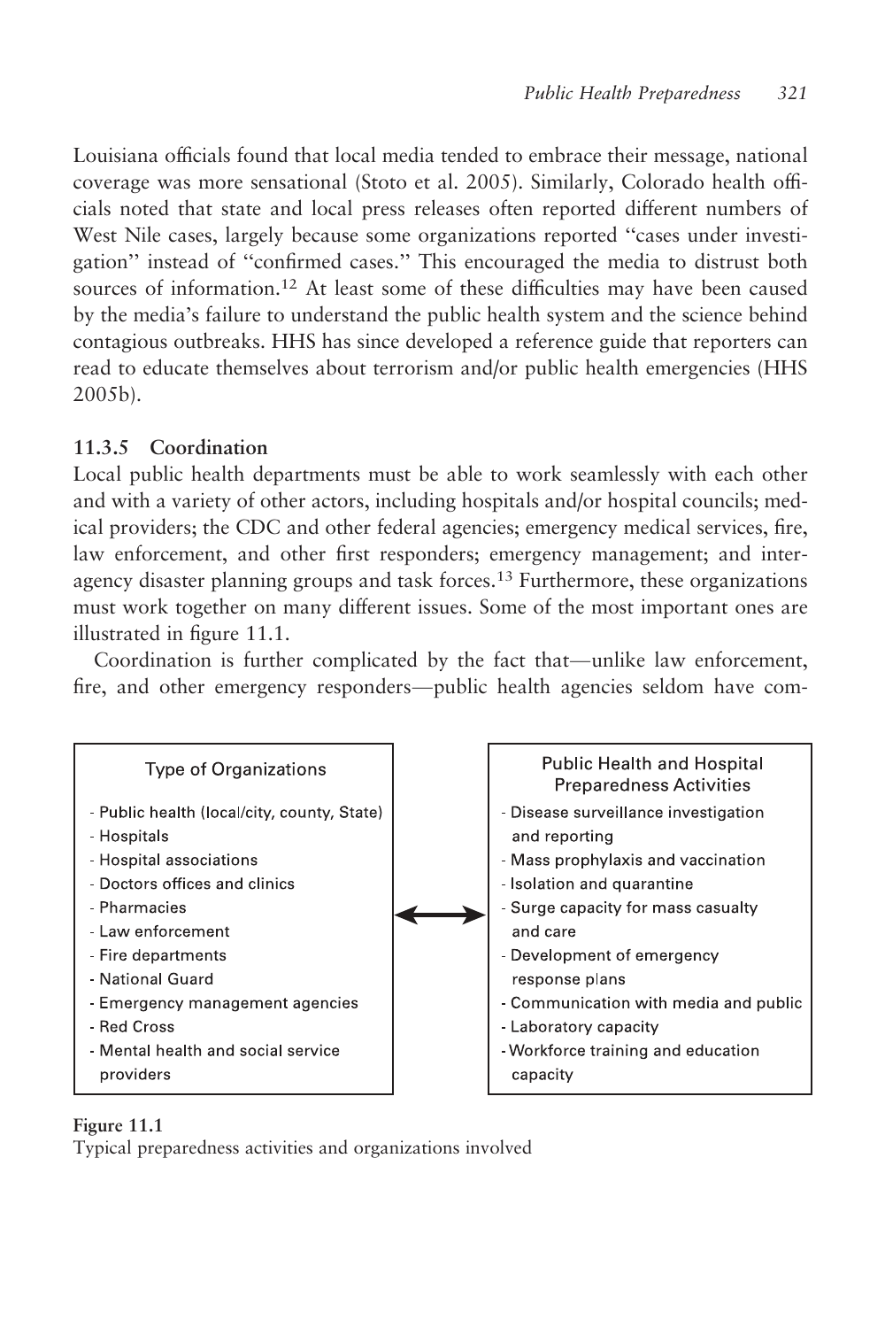Louisiana officials found that local media tended to embrace their message, national coverage was more sensational (Stoto et al. 2005). Similarly, Colorado health officials noted that state and local press releases often reported different numbers of West Nile cases, largely because some organizations reported "cases under investigation" instead of "confirmed cases." This encouraged the media to distrust both sources of information.[12] At least some of these difficulties may have been caused by the media's failure to understand the public health system and the science behind contagious outbreaks. HHS has since developed a reference guide that reporters can read to educate themselves about terrorism and/or public health emergencies (HHS 2005b).

### 11.3.5 Coordination

Local public health departments must be able to work seamlessly with each other and with a variety of other actors, including hospitals and/or hospital councils; medical providers; the CDC and other federal agencies; emergency medical services, fire, law enforcement, and other first responders; emergency management; and interagency disaster planning groups and task forces.[13] Furthermore, these organizations must work together on many different issues. Some of the most important ones are illustrated in figure 11.1.

Coordination is further complicated by the fact that—unlike law enforcement, fire, and other emergency responders—public health agencies seldom have com-

| Type of Organizations | ↔ | Public Health and Hospital Preparedness Activities |
|---|---|---|
| - Public health (local/city, county, State)<br>- Hospitals<br>- Hospital associations<br>- Doctors offices and clinics<br>- Pharmacies<br>- Law enforcement<br>- Fire departments<br>- National Guard<br>- Emergency management agencies<br>- Red Cross<br>- Mental health and social service providers | | - Disease surveillance investigation and reporting<br>- Mass prophylaxis and vaccination<br>- Isolation and quarantine<br>- Surge capacity for mass casualty and care<br>- Development of emergency response plans<br>- Communication with media and public<br>- Laboratory capacity<br>- Workforce training and education capacity |

**Figure 11.1**
Typical preparedness activities and organizations involved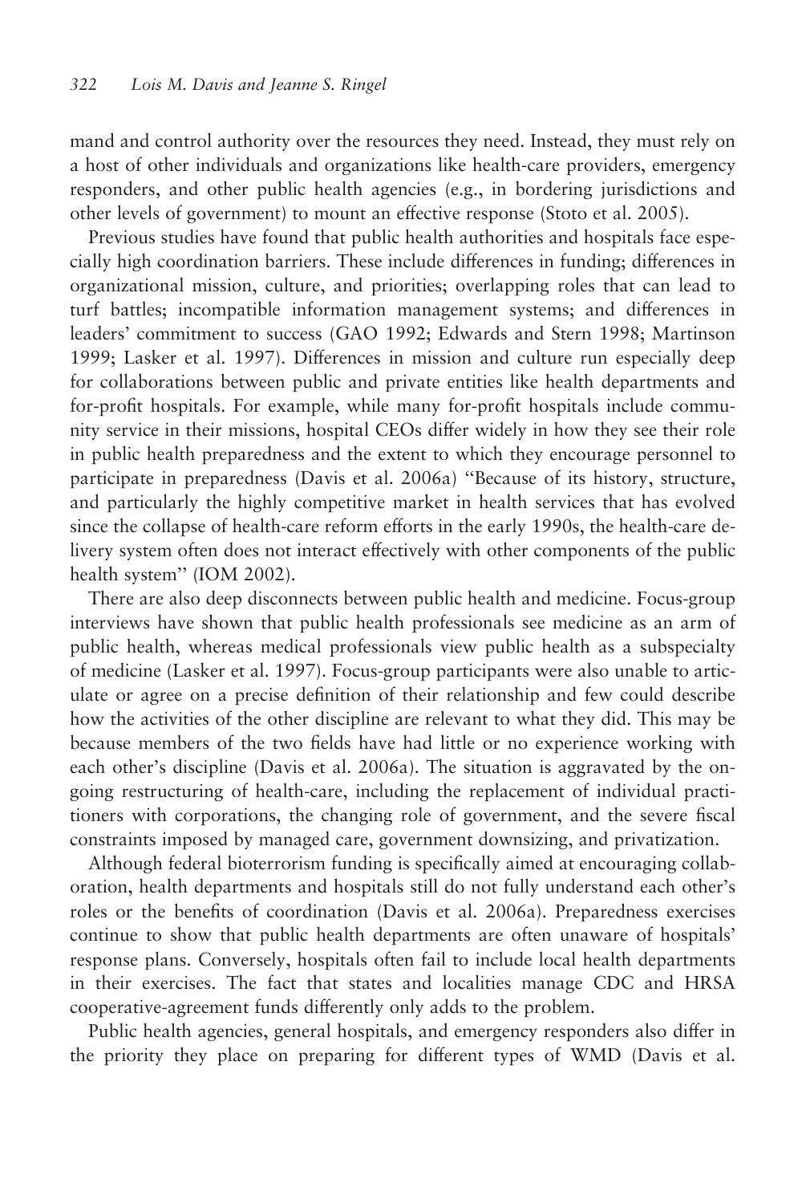mand and control authority over the resources they need. Instead, they must rely on a host of other individuals and organizations like health-care providers, emergency responders, and other public health agencies (e.g., in bordering jurisdictions and other levels of government) to mount an effective response (Stoto et al. 2005).

Previous studies have found that public health authorities and hospitals face especially high coordination barriers. These include differences in funding; differences in organizational mission, culture, and priorities; overlapping roles that can lead to turf battles; incompatible information management systems; and differences in leaders' commitment to success (GAO 1992; Edwards and Stern 1998; Martinson 1999; Lasker et al. 1997). Differences in mission and culture run especially deep for collaborations between public and private entities like health departments and for-profit hospitals. For example, while many for-profit hospitals include community service in their missions, hospital CEOs differ widely in how they see their role in public health preparedness and the extent to which they encourage personnel to participate in preparedness (Davis et al. 2006a) "Because of its history, structure, and particularly the highly competitive market in health services that has evolved since the collapse of health-care reform efforts in the early 1990s, the health-care delivery system often does not interact effectively with other components of the public health system" (IOM 2002).

There are also deep disconnects between public health and medicine. Focus-group interviews have shown that public health professionals see medicine as an arm of public health, whereas medical professionals view public health as a subspecialty of medicine (Lasker et al. 1997). Focus-group participants were also unable to articulate or agree on a precise definition of their relationship and few could describe how the activities of the other discipline are relevant to what they did. This may be because members of the two fields have had little or no experience working with each other's discipline (Davis et al. 2006a). The situation is aggravated by the ongoing restructuring of health-care, including the replacement of individual practitioners with corporations, the changing role of government, and the severe fiscal constraints imposed by managed care, government downsizing, and privatization.

Although federal bioterrorism funding is specifically aimed at encouraging collaboration, health departments and hospitals still do not fully understand each other's roles or the benefits of coordination (Davis et al. 2006a). Preparedness exercises continue to show that public health departments are often unaware of hospitals' response plans. Conversely, hospitals often fail to include local health departments in their exercises. The fact that states and localities manage CDC and HRSA cooperative-agreement funds differently only adds to the problem.

Public health agencies, general hospitals, and emergency responders also differ in the priority they place on preparing for different types of WMD (Davis et al.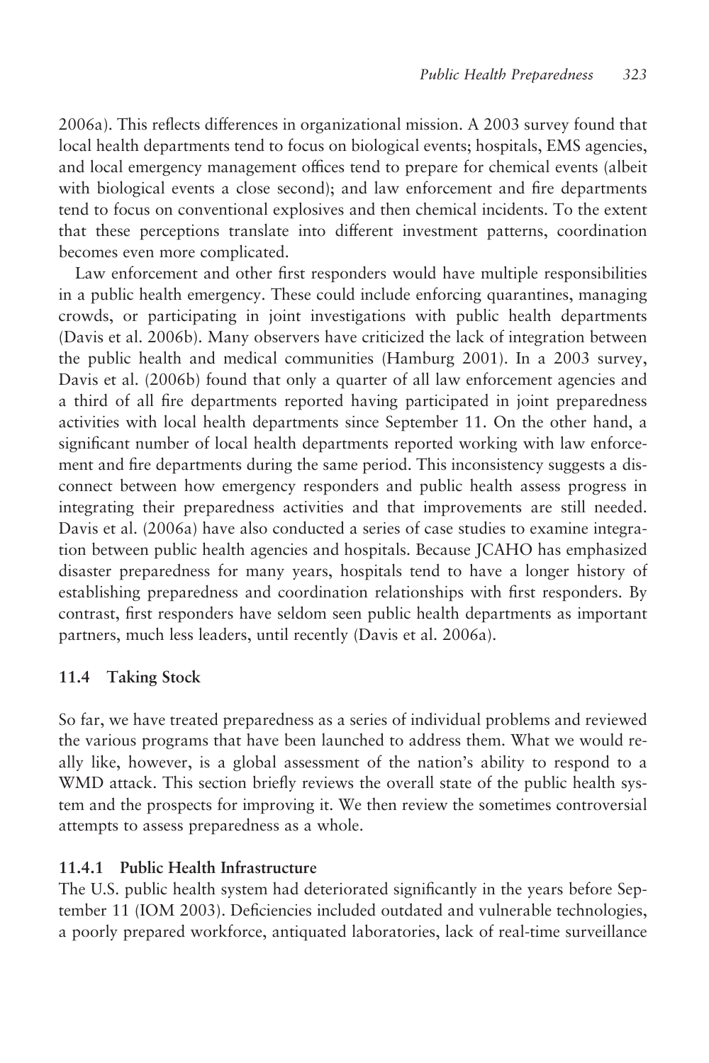2006a). This reflects differences in organizational mission. A 2003 survey found that local health departments tend to focus on biological events; hospitals, EMS agencies, and local emergency management offices tend to prepare for chemical events (albeit with biological events a close second); and law enforcement and fire departments tend to focus on conventional explosives and then chemical incidents. To the extent that these perceptions translate into different investment patterns, coordination becomes even more complicated.

Law enforcement and other first responders would have multiple responsibilities in a public health emergency. These could include enforcing quarantines, managing crowds, or participating in joint investigations with public health departments (Davis et al. 2006b). Many observers have criticized the lack of integration between the public health and medical communities (Hamburg 2001). In a 2003 survey, Davis et al. (2006b) found that only a quarter of all law enforcement agencies and a third of all fire departments reported having participated in joint preparedness activities with local health departments since September 11. On the other hand, a significant number of local health departments reported working with law enforcement and fire departments during the same period. This inconsistency suggests a disconnect between how emergency responders and public health assess progress in integrating their preparedness activities and that improvements are still needed. Davis et al. (2006a) have also conducted a series of case studies to examine integration between public health agencies and hospitals. Because JCAHO has emphasized disaster preparedness for many years, hospitals tend to have a longer history of establishing preparedness and coordination relationships with first responders. By contrast, first responders have seldom seen public health departments as important partners, much less leaders, until recently (Davis et al. 2006a).

## 11.4 Taking Stock

So far, we have treated preparedness as a series of individual problems and reviewed the various programs that have been launched to address them. What we would really like, however, is a global assessment of the nation's ability to respond to a WMD attack. This section briefly reviews the overall state of the public health system and the prospects for improving it. We then review the sometimes controversial attempts to assess preparedness as a whole.

### 11.4.1 Public Health Infrastructure

The U.S. public health system had deteriorated significantly in the years before September 11 (IOM 2003). Deficiencies included outdated and vulnerable technologies, a poorly prepared workforce, antiquated laboratories, lack of real-time surveillance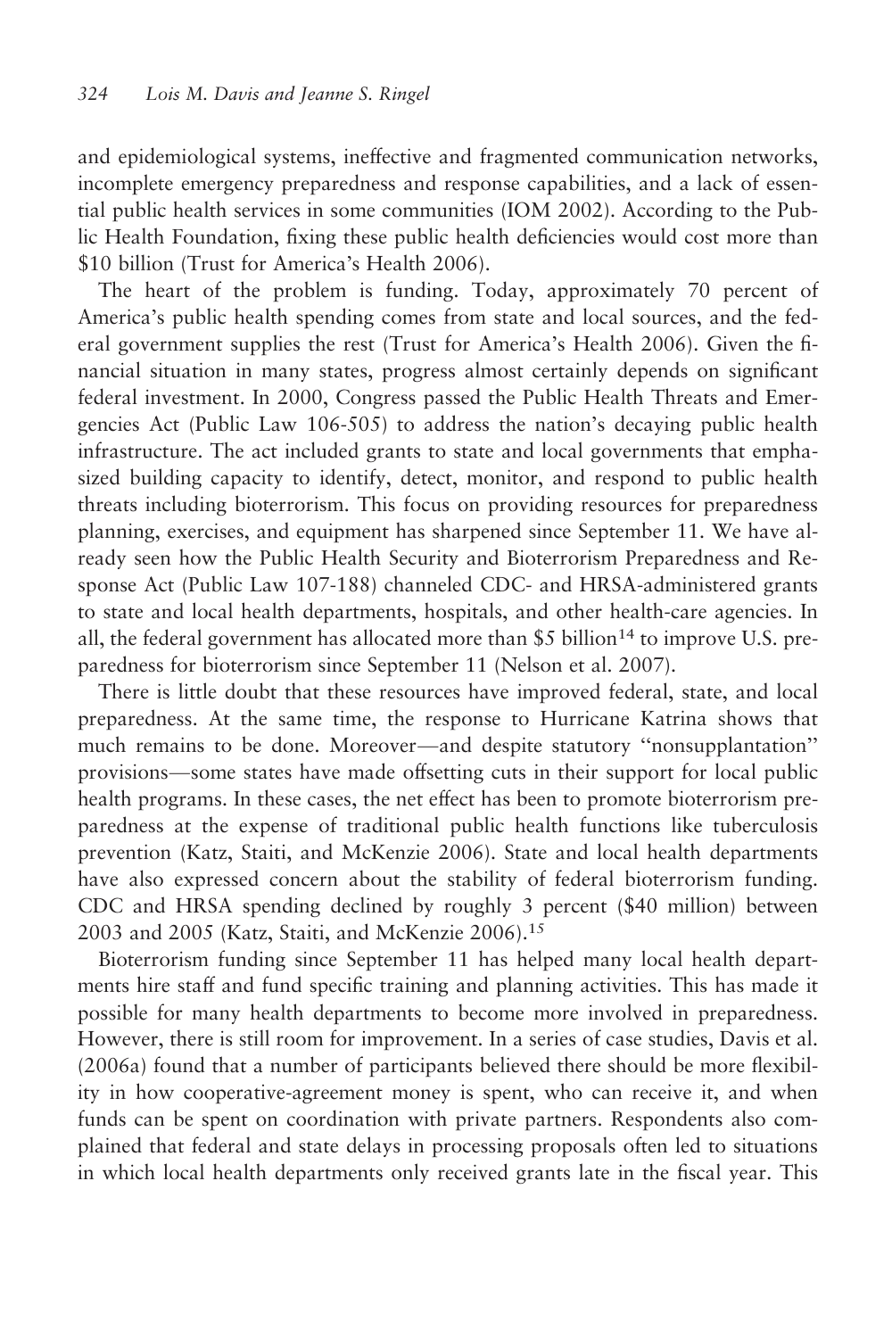and epidemiological systems, ineffective and fragmented communication networks, incomplete emergency preparedness and response capabilities, and a lack of essential public health services in some communities (IOM 2002). According to the Public Health Foundation, fixing these public health deficiencies would cost more than $10 billion (Trust for America's Health 2006).

The heart of the problem is funding. Today, approximately 70 percent of America's public health spending comes from state and local sources, and the federal government supplies the rest (Trust for America's Health 2006). Given the financial situation in many states, progress almost certainly depends on significant federal investment. In 2000, Congress passed the Public Health Threats and Emergencies Act (Public Law 106-505) to address the nation's decaying public health infrastructure. The act included grants to state and local governments that emphasized building capacity to identify, detect, monitor, and respond to public health threats including bioterrorism. This focus on providing resources for preparedness planning, exercises, and equipment has sharpened since September 11. We have already seen how the Public Health Security and Bioterrorism Preparedness and Response Act (Public Law 107-188) channeled CDC- and HRSA-administered grants to state and local health departments, hospitals, and other health-care agencies. In all, the federal government has allocated more than $5 billion[14] to improve U.S. preparedness for bioterrorism since September 11 (Nelson et al. 2007).

There is little doubt that these resources have improved federal, state, and local preparedness. At the same time, the response to Hurricane Katrina shows that much remains to be done. Moreover—and despite statutory "nonsupplantation" provisions—some states have made offsetting cuts in their support for local public health programs. In these cases, the net effect has been to promote bioterrorism preparedness at the expense of traditional public health functions like tuberculosis prevention (Katz, Staiti, and McKenzie 2006). State and local health departments have also expressed concern about the stability of federal bioterrorism funding. CDC and HRSA spending declined by roughly 3 percent ($40 million) between 2003 and 2005 (Katz, Staiti, and McKenzie 2006).[15]

Bioterrorism funding since September 11 has helped many local health departments hire staff and fund specific training and planning activities. This has made it possible for many health departments to become more involved in preparedness. However, there is still room for improvement. In a series of case studies, Davis et al. (2006a) found that a number of participants believed there should be more flexibility in how cooperative-agreement money is spent, who can receive it, and when funds can be spent on coordination with private partners. Respondents also complained that federal and state delays in processing proposals often led to situations in which local health departments only received grants late in the fiscal year. This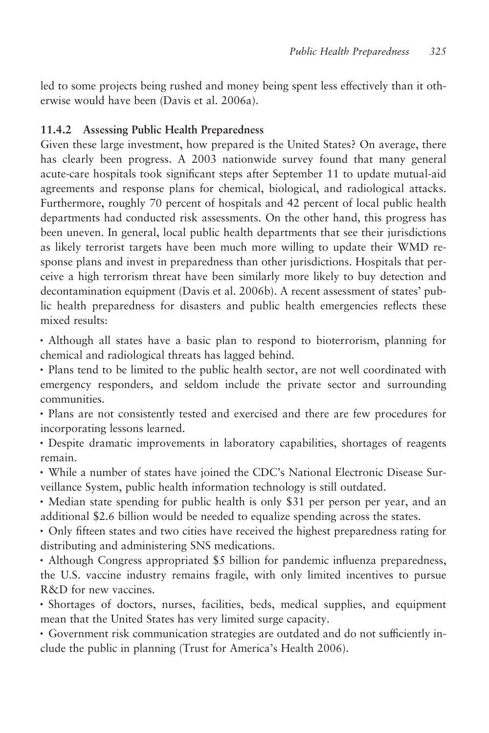led to some projects being rushed and money being spent less effectively than it otherwise would have been (Davis et al. 2006a).

### 11.4.2 Assessing Public Health Preparedness

Given these large investment, how prepared is the United States? On average, there has clearly been progress. A 2003 nationwide survey found that many general acute-care hospitals took significant steps after September 11 to update mutual-aid agreements and response plans for chemical, biological, and radiological attacks. Furthermore, roughly 70 percent of hospitals and 42 percent of local public health departments had conducted risk assessments. On the other hand, this progress has been uneven. In general, local public health departments that see their jurisdictions as likely terrorist targets have been much more willing to update their WMD response plans and invest in preparedness than other jurisdictions. Hospitals that perceive a high terrorism threat have been similarly more likely to buy detection and decontamination equipment (Davis et al. 2006b). A recent assessment of states' public health preparedness for disasters and public health emergencies reflects these mixed results:

- Although all states have a basic plan to respond to bioterrorism, planning for chemical and radiological threats has lagged behind.
- Plans tend to be limited to the public health sector, are not well coordinated with emergency responders, and seldom include the private sector and surrounding communities.
- Plans are not consistently tested and exercised and there are few procedures for incorporating lessons learned.
- Despite dramatic improvements in laboratory capabilities, shortages of reagents remain.
- While a number of states have joined the CDC's National Electronic Disease Surveillance System, public health information technology is still outdated.
- Median state spending for public health is only $31 per person per year, and an additional $2.6 billion would be needed to equalize spending across the states.
- Only fifteen states and two cities have received the highest preparedness rating for distributing and administering SNS medications.
- Although Congress appropriated $5 billion for pandemic influenza preparedness, the U.S. vaccine industry remains fragile, with only limited incentives to pursue R&D for new vaccines.
- Shortages of doctors, nurses, facilities, beds, medical supplies, and equipment mean that the United States has very limited surge capacity.
- Government risk communication strategies are outdated and do not sufficiently include the public in planning (Trust for America's Health 2006).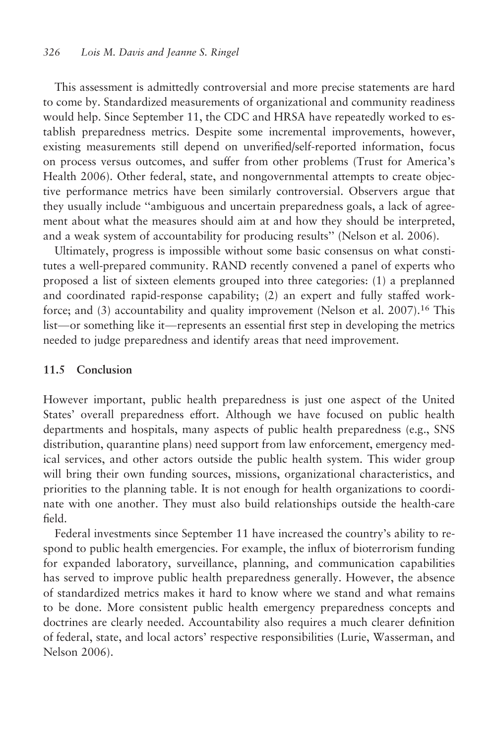This assessment is admittedly controversial and more precise statements are hard to come by. Standardized measurements of organizational and community readiness would help. Since September 11, the CDC and HRSA have repeatedly worked to establish preparedness metrics. Despite some incremental improvements, however, existing measurements still depend on unverified/self-reported information, focus on process versus outcomes, and suffer from other problems (Trust for America's Health 2006). Other federal, state, and nongovernmental attempts to create objective performance metrics have been similarly controversial. Observers argue that they usually include "ambiguous and uncertain preparedness goals, a lack of agreement about what the measures should aim at and how they should be interpreted, and a weak system of accountability for producing results" (Nelson et al. 2006).

Ultimately, progress is impossible without some basic consensus on what constitutes a well-prepared community. RAND recently convened a panel of experts who proposed a list of sixteen elements grouped into three categories: (1) a preplanned and coordinated rapid-response capability; (2) an expert and fully staffed workforce; and (3) accountability and quality improvement (Nelson et al. 2007).[16] This list—or something like it—represents an essential first step in developing the metrics needed to judge preparedness and identify areas that need improvement.

## 11.5 Conclusion

However important, public health preparedness is just one aspect of the United States' overall preparedness effort. Although we have focused on public health departments and hospitals, many aspects of public health preparedness (e.g., SNS distribution, quarantine plans) need support from law enforcement, emergency medical services, and other actors outside the public health system. This wider group will bring their own funding sources, missions, organizational characteristics, and priorities to the planning table. It is not enough for health organizations to coordinate with one another. They must also build relationships outside the health-care field.

Federal investments since September 11 have increased the country's ability to respond to public health emergencies. For example, the influx of bioterrorism funding for expanded laboratory, surveillance, planning, and communication capabilities has served to improve public health preparedness generally. However, the absence of standardized metrics makes it hard to know where we stand and what remains to be done. More consistent public health emergency preparedness concepts and doctrines are clearly needed. Accountability also requires a much clearer definition of federal, state, and local actors' respective responsibilities (Lurie, Wasserman, and Nelson 2006).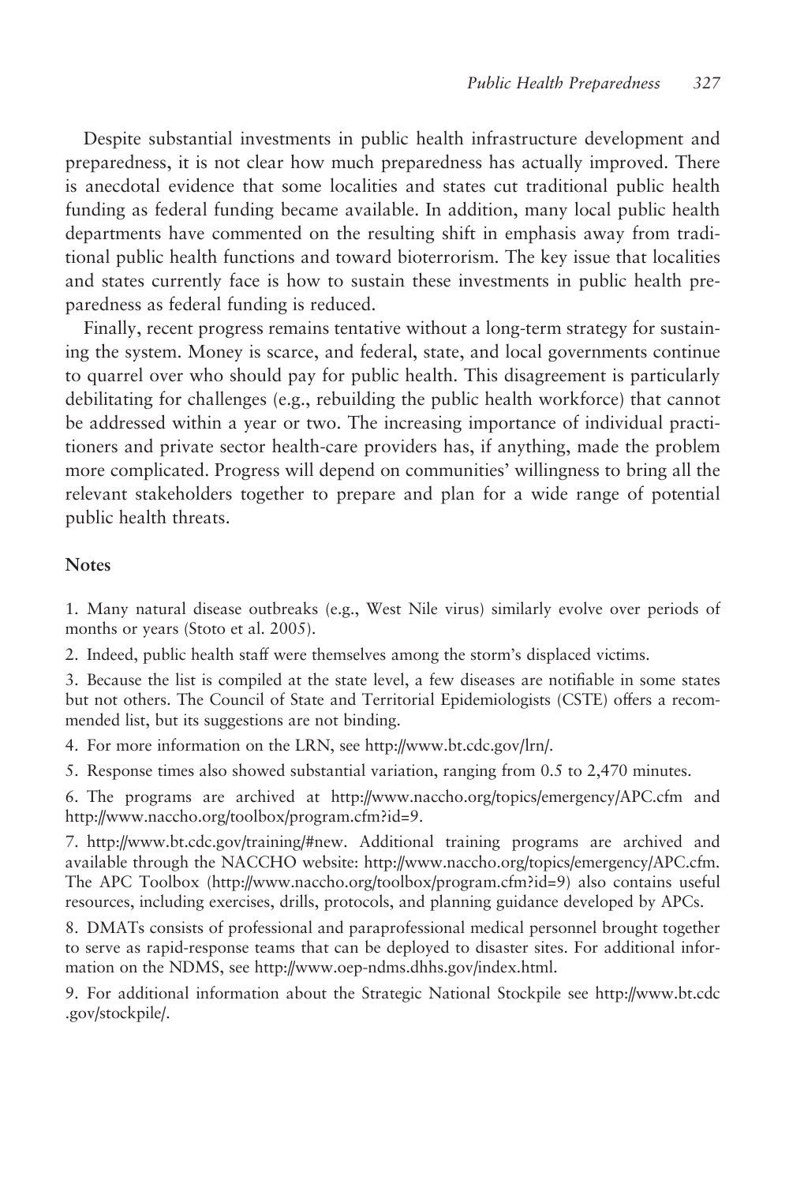Despite substantial investments in public health infrastructure development and preparedness, it is not clear how much preparedness has actually improved. There is anecdotal evidence that some localities and states cut traditional public health funding as federal funding became available. In addition, many local public health departments have commented on the resulting shift in emphasis away from traditional public health functions and toward bioterrorism. The key issue that localities and states currently face is how to sustain these investments in public health preparedness as federal funding is reduced.

Finally, recent progress remains tentative without a long-term strategy for sustaining the system. Money is scarce, and federal, state, and local governments continue to quarrel over who should pay for public health. This disagreement is particularly debilitating for challenges (e.g., rebuilding the public health workforce) that cannot be addressed within a year or two. The increasing importance of individual practitioners and private sector health-care providers has, if anything, made the problem more complicated. Progress will depend on communities' willingness to bring all the relevant stakeholders together to prepare and plan for a wide range of potential public health threats.

## Notes

1. Many natural disease outbreaks (e.g., West Nile virus) similarly evolve over periods of months or years (Stoto et al. 2005).

2. Indeed, public health staff were themselves among the storm's displaced victims.

3. Because the list is compiled at the state level, a few diseases are notifiable in some states but not others. The Council of State and Territorial Epidemiologists (CSTE) offers a recommended list, but its suggestions are not binding.

4. For more information on the LRN, see http://www.bt.cdc.gov/lrn/.

5. Response times also showed substantial variation, ranging from 0.5 to 2,470 minutes.

6. The programs are archived at http://www.naccho.org/topics/emergency/APC.cfm and http://www.naccho.org/toolbox/program.cfm?id=9.

7. http://www.bt.cdc.gov/training/#new. Additional training programs are archived and available through the NACCHO website: http://www.naccho.org/topics/emergency/APC.cfm. The APC Toolbox (http://www.naccho.org/toolbox/program.cfm?id=9) also contains useful resources, including exercises, drills, protocols, and planning guidance developed by APCs.

8. DMATs consists of professional and paraprofessional medical personnel brought together to serve as rapid-response teams that can be deployed to disaster sites. For additional information on the NDMS, see http://www.oep-ndms.dhhs.gov/index.html.

9. For additional information about the Strategic National Stockpile see http://www.bt.cdc.gov/stockpile/.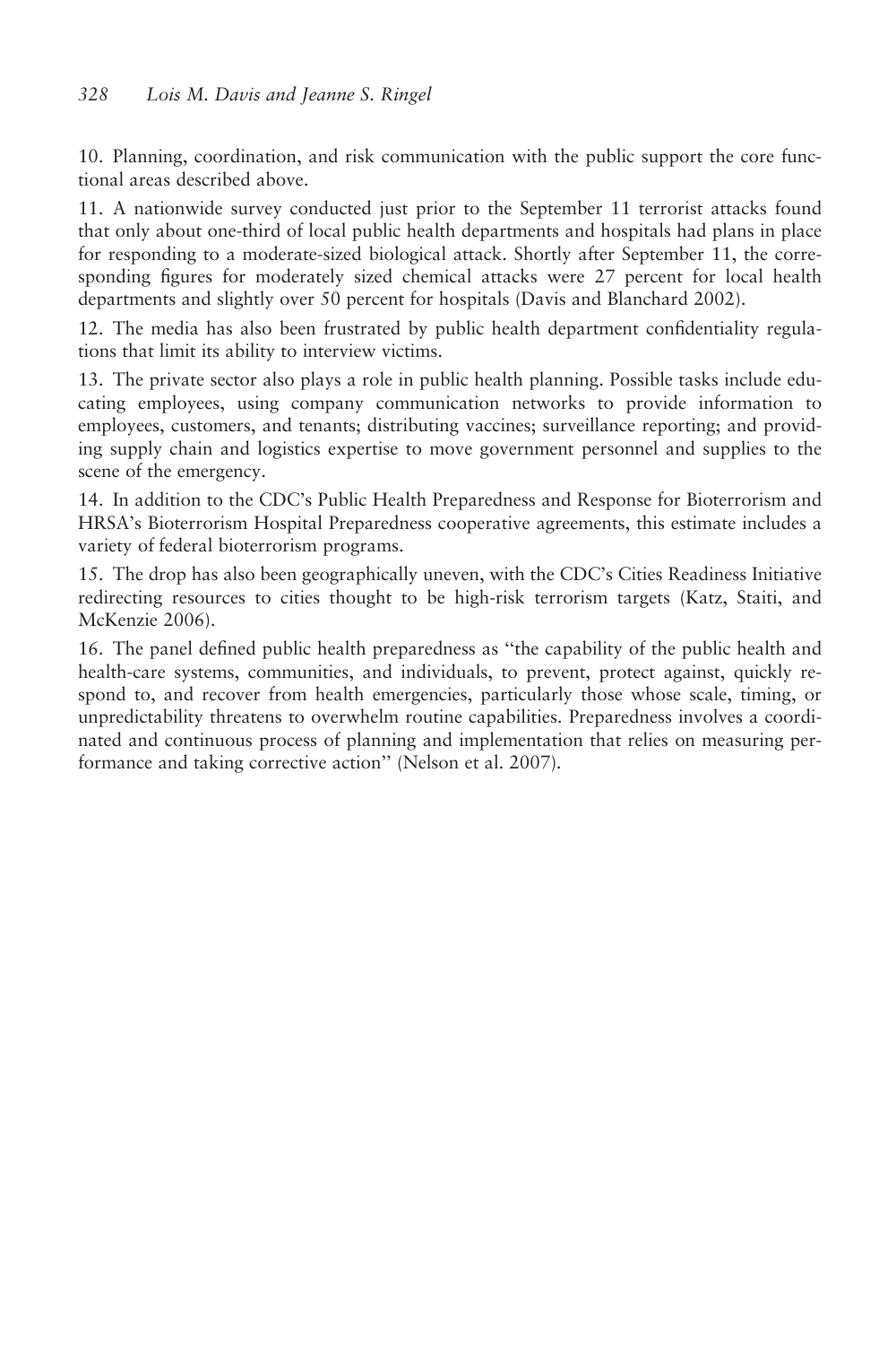10. Planning, coordination, and risk communication with the public support the core functional areas described above.

11. A nationwide survey conducted just prior to the September 11 terrorist attacks found that only about one-third of local public health departments and hospitals had plans in place for responding to a moderate-sized biological attack. Shortly after September 11, the corresponding figures for moderately sized chemical attacks were 27 percent for local health departments and slightly over 50 percent for hospitals (Davis and Blanchard 2002).

12. The media has also been frustrated by public health department confidentiality regulations that limit its ability to interview victims.

13. The private sector also plays a role in public health planning. Possible tasks include educating employees, using company communication networks to provide information to employees, customers, and tenants; distributing vaccines; surveillance reporting; and providing supply chain and logistics expertise to move government personnel and supplies to the scene of the emergency.

14. In addition to the CDC's Public Health Preparedness and Response for Bioterrorism and HRSA's Bioterrorism Hospital Preparedness cooperative agreements, this estimate includes a variety of federal bioterrorism programs.

15. The drop has also been geographically uneven, with the CDC's Cities Readiness Initiative redirecting resources to cities thought to be high-risk terrorism targets (Katz, Staiti, and McKenzie 2006).

16. The panel defined public health preparedness as "the capability of the public health and health-care systems, communities, and individuals, to prevent, protect against, quickly respond to, and recover from health emergencies, particularly those whose scale, timing, or unpredictability threatens to overwhelm routine capabilities. Preparedness involves a coordinated and continuous process of planning and implementation that relies on measuring performance and taking corrective action" (Nelson et al. 2007).